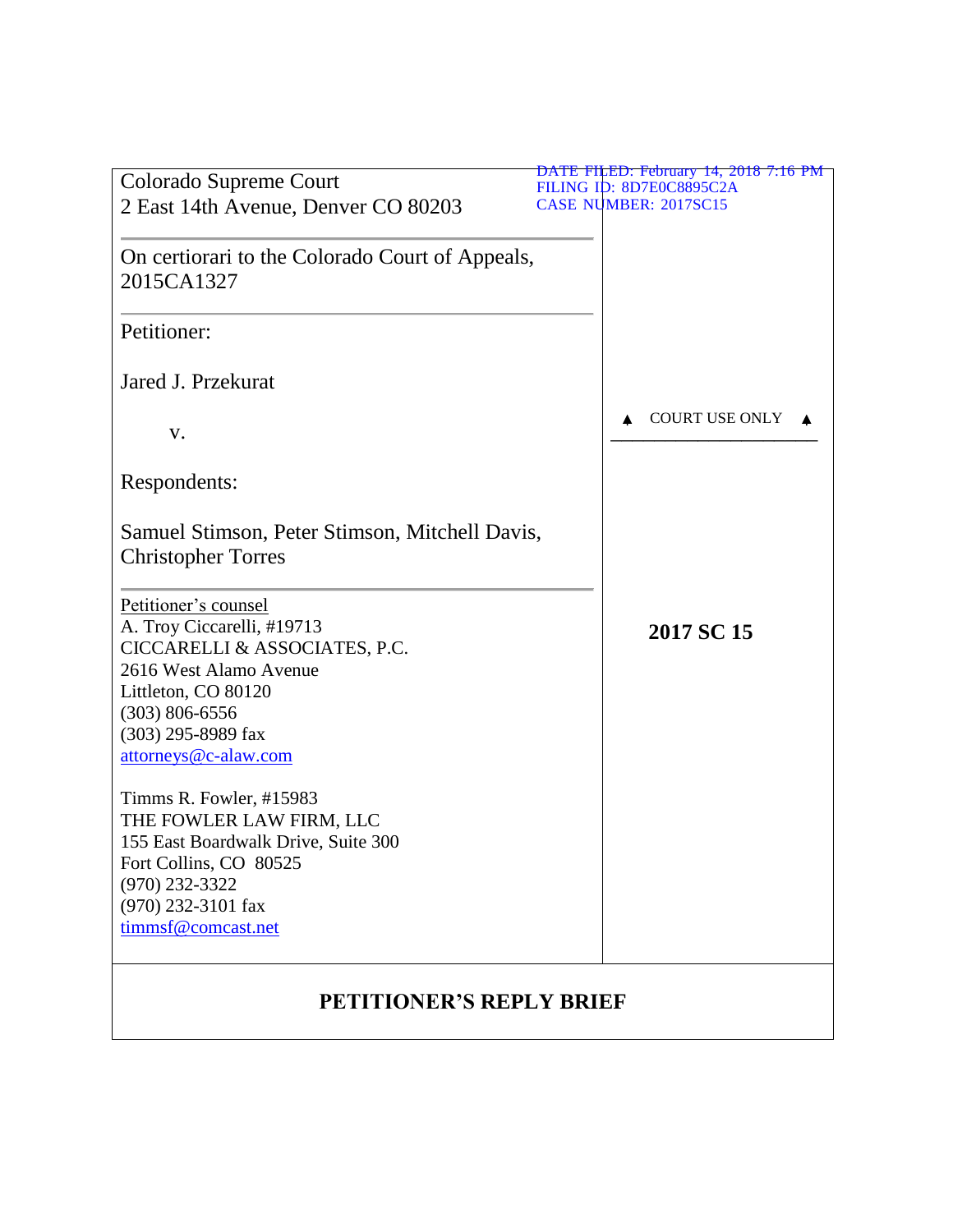Colorado Supreme Court
2 East 14th Avenue, Denver CO 80203

DATE FILED: February 14, 2018 7:16 PM
FILING ID: 8D7E0C8895C2A
CASE NUMBER: 2017SC15

On certiorari to the Colorado Court of Appeals, 2015CA1327

Petitioner:

Jared J. Przekurat

v.

Respondents:

Samuel Stimson, Peter Stimson, Mitchell Davis, Christopher Torres

▲ COURT USE ONLY ▲

Petitioner's counsel
A. Troy Ciccarelli, #19713
CICCARELLI & ASSOCIATES, P.C.
2616 West Alamo Avenue
Littleton, CO 80120
(303) 806-6556
(303) 295-8989 fax
attorneys@c-alaw.com

Timms R. Fowler, #15983
THE FOWLER LAW FIRM, LLC
155 East Boardwalk Drive, Suite 300
Fort Collins, CO 80525
(970) 232-3322
(970) 232-3101 fax
timmsf@comcast.net

**2017 SC 15**

**PETITIONER'S REPLY BRIEF**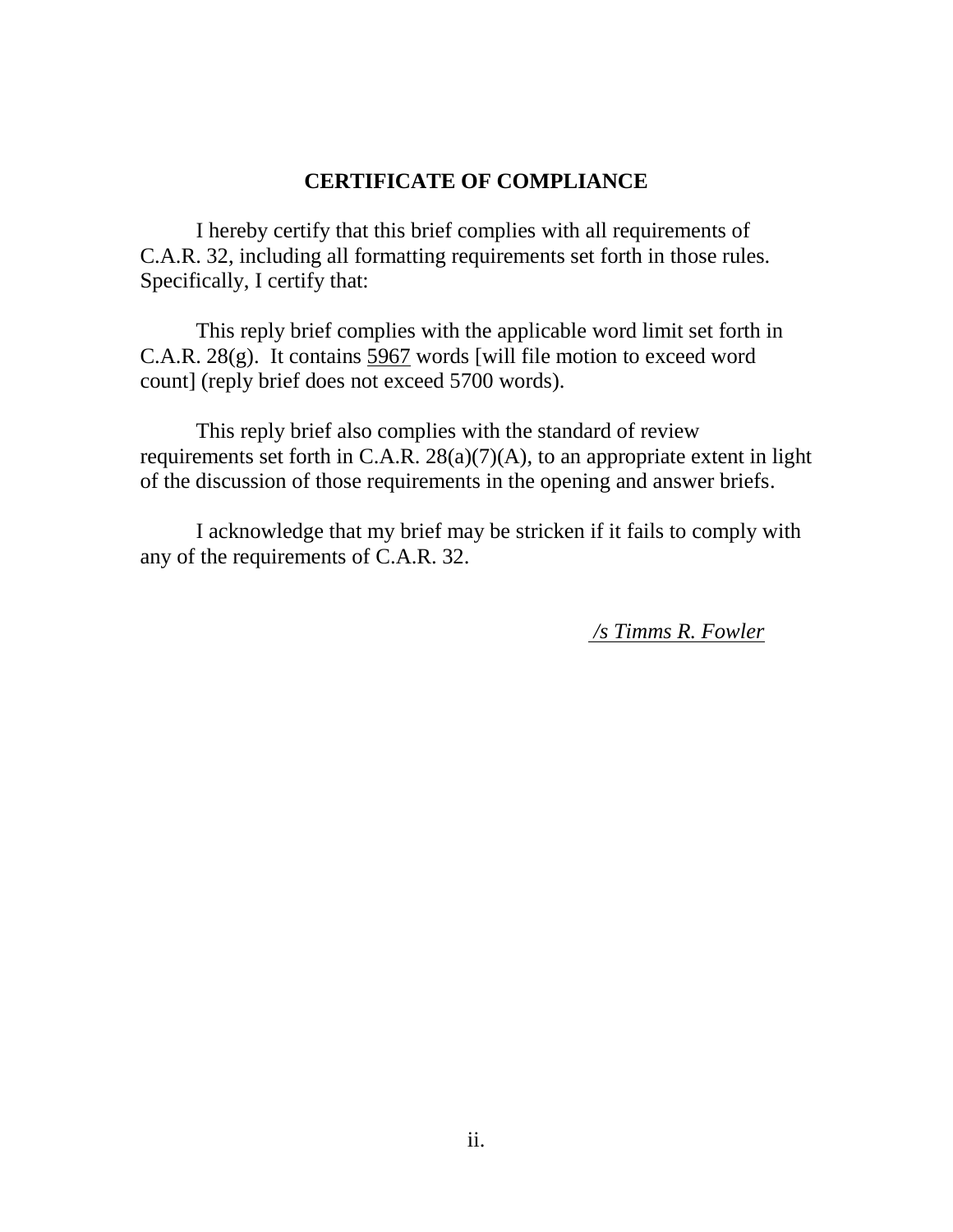## CERTIFICATE OF COMPLIANCE

I hereby certify that this brief complies with all requirements of C.A.R. 32, including all formatting requirements set forth in those rules. Specifically, I certify that:

This reply brief complies with the applicable word limit set forth in C.A.R. 28(g). It contains 5967 words [will file motion to exceed word count] (reply brief does not exceed 5700 words).

This reply brief also complies with the standard of review requirements set forth in C.A.R. 28(a)(7)(A), to an appropriate extent in light of the discussion of those requirements in the opening and answer briefs.

I acknowledge that my brief may be stricken if it fails to comply with any of the requirements of C.A.R. 32.

*/s Timms R. Fowler*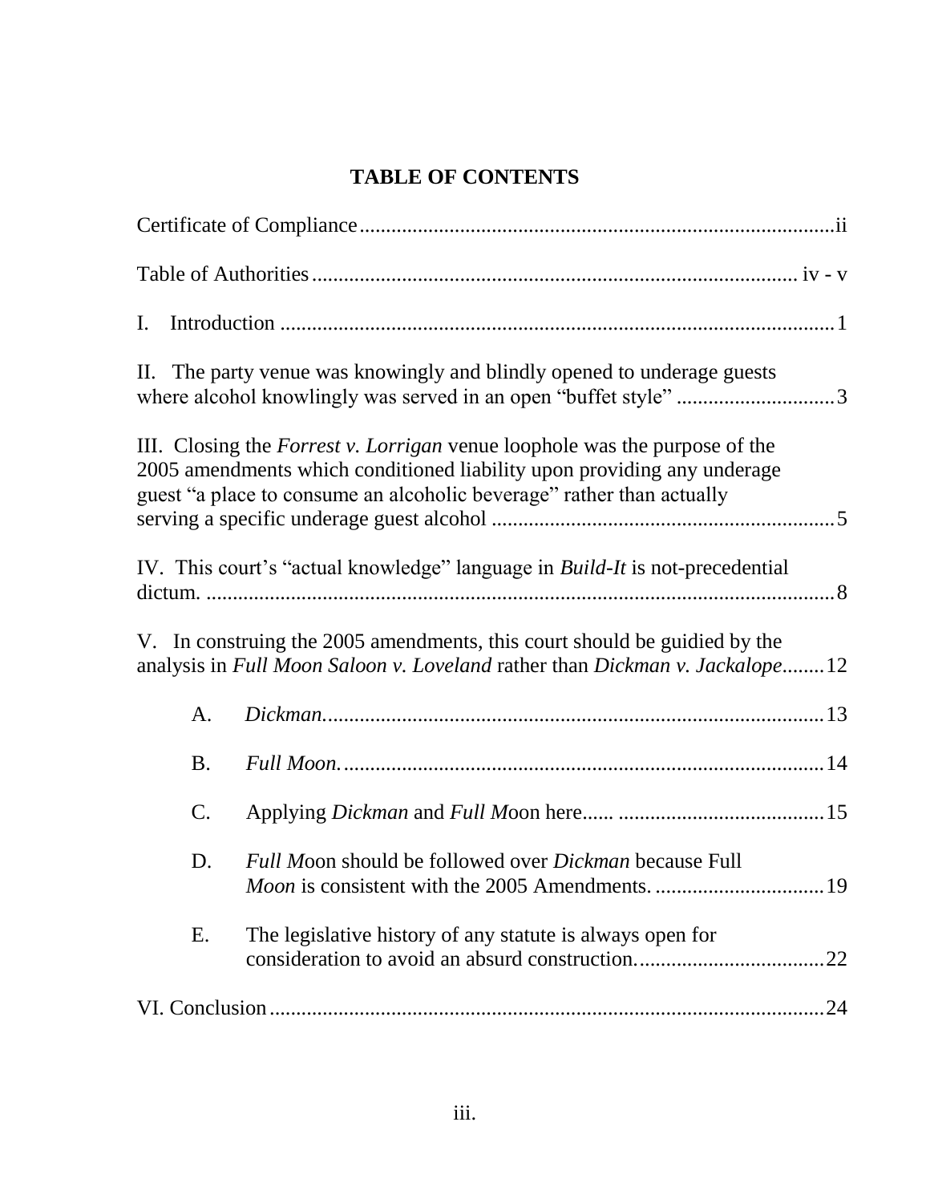# TABLE OF CONTENTS

Certificate of Compliance ..........ii

Table of Authorities .......... iv - v

I. Introduction .......... 1

II. The party venue was knowingly and blindly opened to underage guests where alcohol knowlingly was served in an open "buffet style" .......... 3

III. Closing the *Forrest v. Lorrigan* venue loophole was the purpose of the 2005 amendments which conditioned liability upon providing any underage guest "a place to consume an alcoholic beverage" rather than actually serving a specific underage guest alcohol .......... 5

IV. This court's "actual knowledge" language in *Build-It* is not-precedential dictum. .......... 8

V. In construing the 2005 amendments, this court should be guidied by the analysis in *Full Moon Saloon v. Loveland* rather than *Dickman v. Jackalope* .......... 12

- A. *Dickman*. .......... 13
- B. *Full Moon*. .......... 14
- C. Applying *Dickman* and *Full M*oon here...... .......... 15
- D. *Full M*oon should be followed over *Dickman* because Full *Moon* is consistent with the 2005 Amendments. .......... 19
- E. The legislative history of any statute is always open for consideration to avoid an absurd construction. .......... 22

VI. Conclusion .......... 24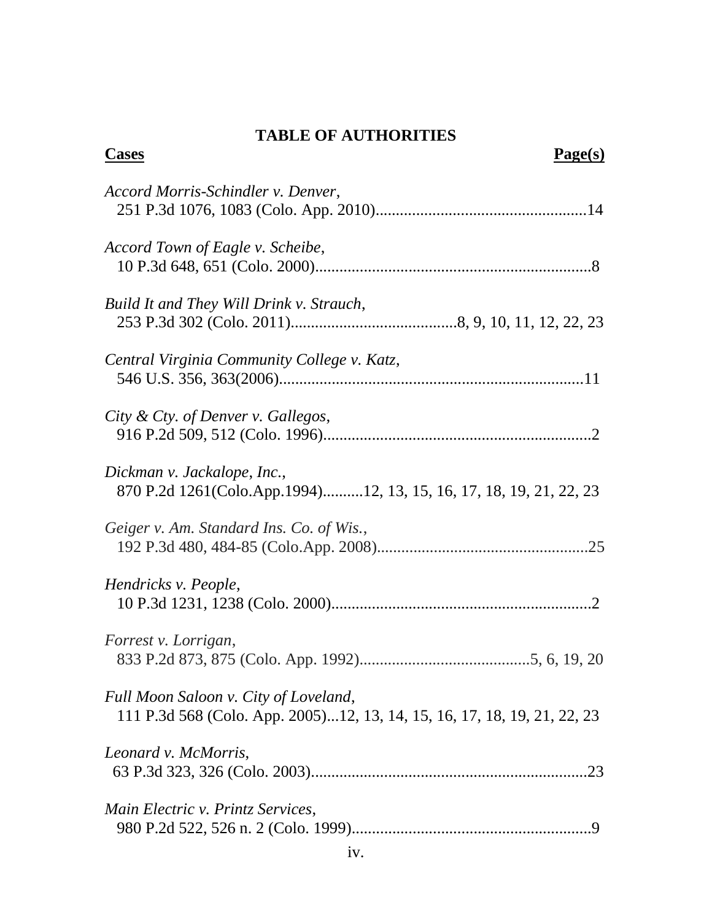## TABLE OF AUTHORITIES

**Cases** **Page(s)**

*Accord Morris-Schindler v. Denver*,
251 P.3d 1076, 1083 (Colo. App. 2010)....................................................14

*Accord Town of Eagle v. Scheibe*,
10 P.3d 648, 651 (Colo. 2000)....................................................................8

*Build It and They Will Drink v. Strauch*,
253 P.3d 302 (Colo. 2011).........................................8, 9, 10, 11, 12, 22, 23

*Central Virginia Community College v. Katz*,
546 U.S. 356, 363(2006)...........................................................................11

*City & Cty. of Denver v. Gallegos*,
916 P.2d 509, 512 (Colo. 1996)..................................................................2

*Dickman v. Jackalope, Inc.*,
870 P.2d 1261(Colo.App.1994)..........12, 13, 15, 16, 17, 18, 19, 21, 22, 23

*Geiger v. Am. Standard Ins. Co. of Wis.*,
192 P.3d 480, 484-85 (Colo.App. 2008)....................................................25

*Hendricks v. People*,
10 P.3d 1231, 1238 (Colo. 2000)................................................................2

*Forrest v. Lorrigan*,
833 P.2d 873, 875 (Colo. App. 1992)..........................................5, 6, 19, 20

*Full Moon Saloon v. City of Loveland*,
111 P.3d 568 (Colo. App. 2005)...12, 13, 14, 15, 16, 17, 18, 19, 21, 22, 23

*Leonard v. McMorris*,
63 P.3d 323, 326 (Colo. 2003)....................................................................23

*Main Electric v. Printz Services*,
980 P.2d 522, 526 n. 2 (Colo. 1999)...........................................................9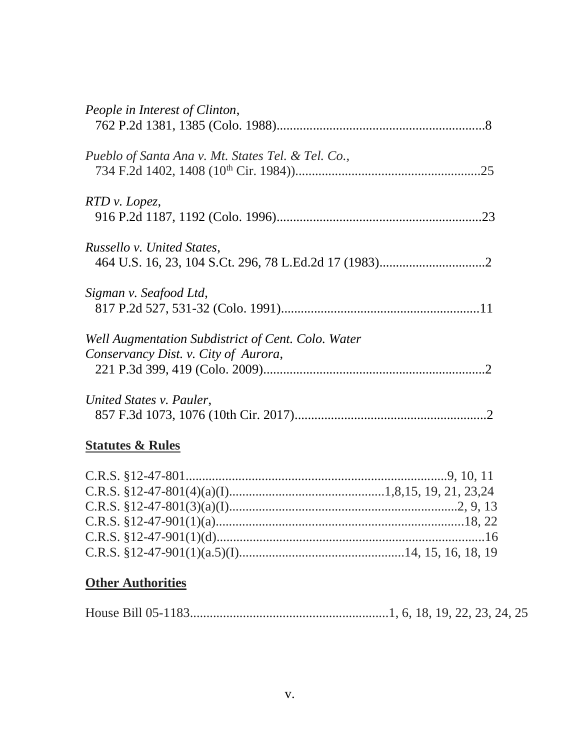*People in Interest of Clinton*,
762 P.2d 1381, 1385 (Colo. 1988)..............................................................8

*Pueblo of Santa Ana v. Mt. States Tel. & Tel. Co.*,
734 F.2d 1402, 1408 (10th Cir. 1984))........................................................25

*RTD v. Lopez*,
916 P.2d 1187, 1192 (Colo. 1996).............................................................23

*Russello v. United States*,
464 U.S. 16, 23, 104 S.Ct. 296, 78 L.Ed.2d 17 (1983)................................2

*Sigman v. Seafood Ltd*,
817 P.2d 527, 531-32 (Colo. 1991)...........................................................11

*Well Augmentation Subdistrict of Cent. Colo. Water Conservancy Dist. v. City of Aurora*,
221 P.3d 399, 419 (Colo. 2009)..................................................................2

*United States v. Pauler*,
857 F.3d 1073, 1076 (10th Cir. 2017).........................................................2

**Statutes & Rules**

C.R.S. §12-47-801..............................................................................9, 10, 11
C.R.S. §12-47-801(4)(a)(I)...............................................1,8,15, 19, 21, 23,24
C.R.S. §12-47-801(3)(a)(I)......................................................................2, 9, 13
C.R.S. §12-47-901(1)(a)...........................................................................18, 22
C.R.S. §12-47-901(1)(d)................................................................................16
C.R.S. §12-47-901(1)(a.5)(I).................................................14, 15, 16, 18, 19

**Other Authorities**

House Bill 05-1183...........................................................1, 6, 18, 19, 22, 23, 24, 25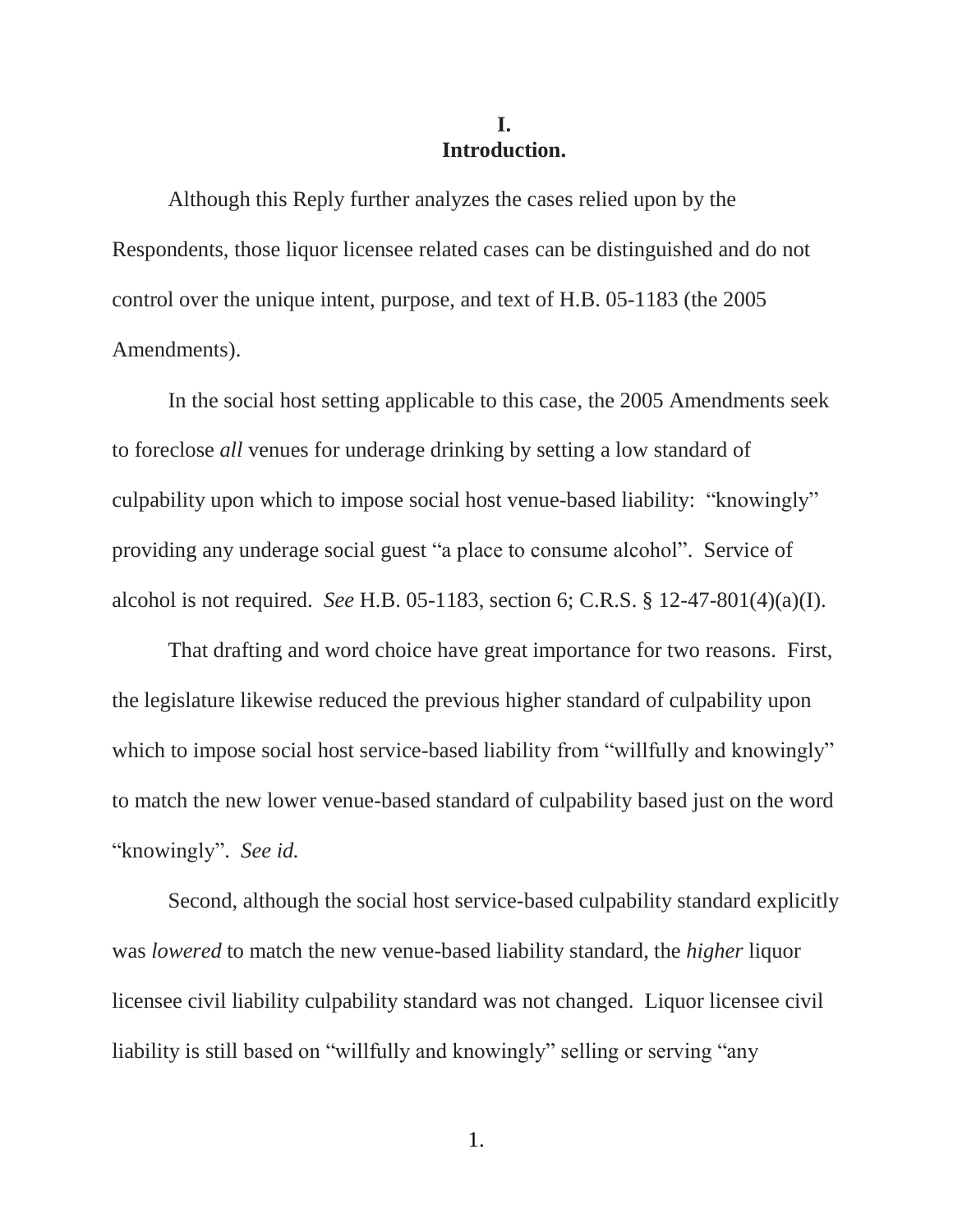## I.
## Introduction.

Although this Reply further analyzes the cases relied upon by the Respondents, those liquor licensee related cases can be distinguished and do not control over the unique intent, purpose, and text of H.B. 05-1183 (the 2005 Amendments).

In the social host setting applicable to this case, the 2005 Amendments seek to foreclose *all* venues for underage drinking by setting a low standard of culpability upon which to impose social host venue-based liability: "knowingly" providing any underage social guest "a place to consume alcohol". Service of alcohol is not required. *See* H.B. 05-1183, section 6; C.R.S. § 12-47-801(4)(a)(I).

That drafting and word choice have great importance for two reasons. First, the legislature likewise reduced the previous higher standard of culpability upon which to impose social host service-based liability from "willfully and knowingly" to match the new lower venue-based standard of culpability based just on the word "knowingly". *See id.*

Second, although the social host service-based culpability standard explicitly was *lowered* to match the new venue-based liability standard, the *higher* liquor licensee civil liability culpability standard was not changed. Liquor licensee civil liability is still based on "willfully and knowingly" selling or serving "any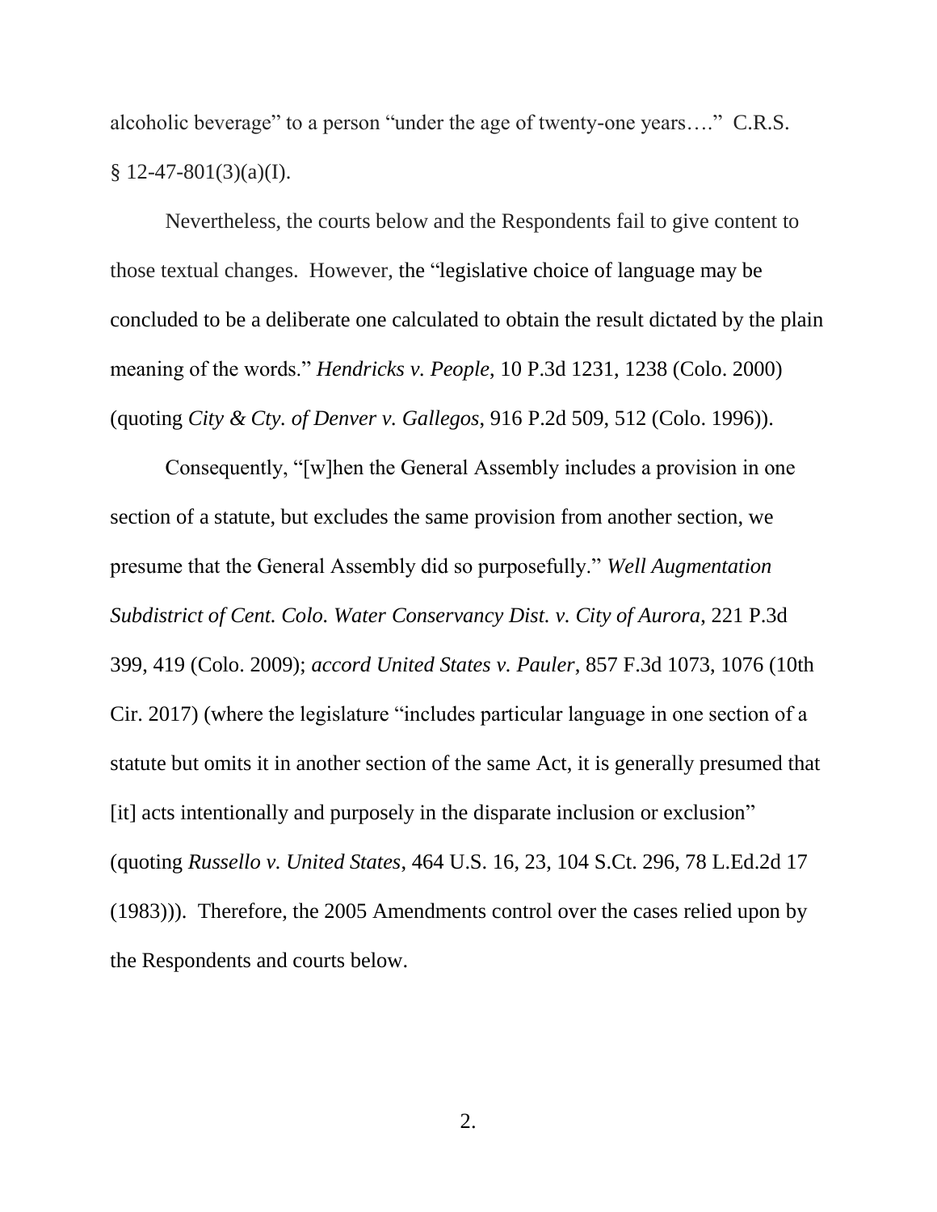alcoholic beverage" to a person "under the age of twenty-one years…." C.R.S. § 12-47-801(3)(a)(I).

Nevertheless, the courts below and the Respondents fail to give content to those textual changes. However, the "legislative choice of language may be concluded to be a deliberate one calculated to obtain the result dictated by the plain meaning of the words." *Hendricks v. People*, 10 P.3d 1231, 1238 (Colo. 2000) (quoting *City & Cty. of Denver v. Gallegos*, 916 P.2d 509, 512 (Colo. 1996)).

Consequently, "[w]hen the General Assembly includes a provision in one section of a statute, but excludes the same provision from another section, we presume that the General Assembly did so purposefully." *Well Augmentation Subdistrict of Cent. Colo. Water Conservancy Dist. v. City of Aurora*, 221 P.3d 399, 419 (Colo. 2009); *accord United States v. Pauler*, 857 F.3d 1073, 1076 (10th Cir. 2017) (where the legislature "includes particular language in one section of a statute but omits it in another section of the same Act, it is generally presumed that [it] acts intentionally and purposely in the disparate inclusion or exclusion" (quoting *Russello v. United States*, 464 U.S. 16, 23, 104 S.Ct. 296, 78 L.Ed.2d 17 (1983))). Therefore, the 2005 Amendments control over the cases relied upon by the Respondents and courts below.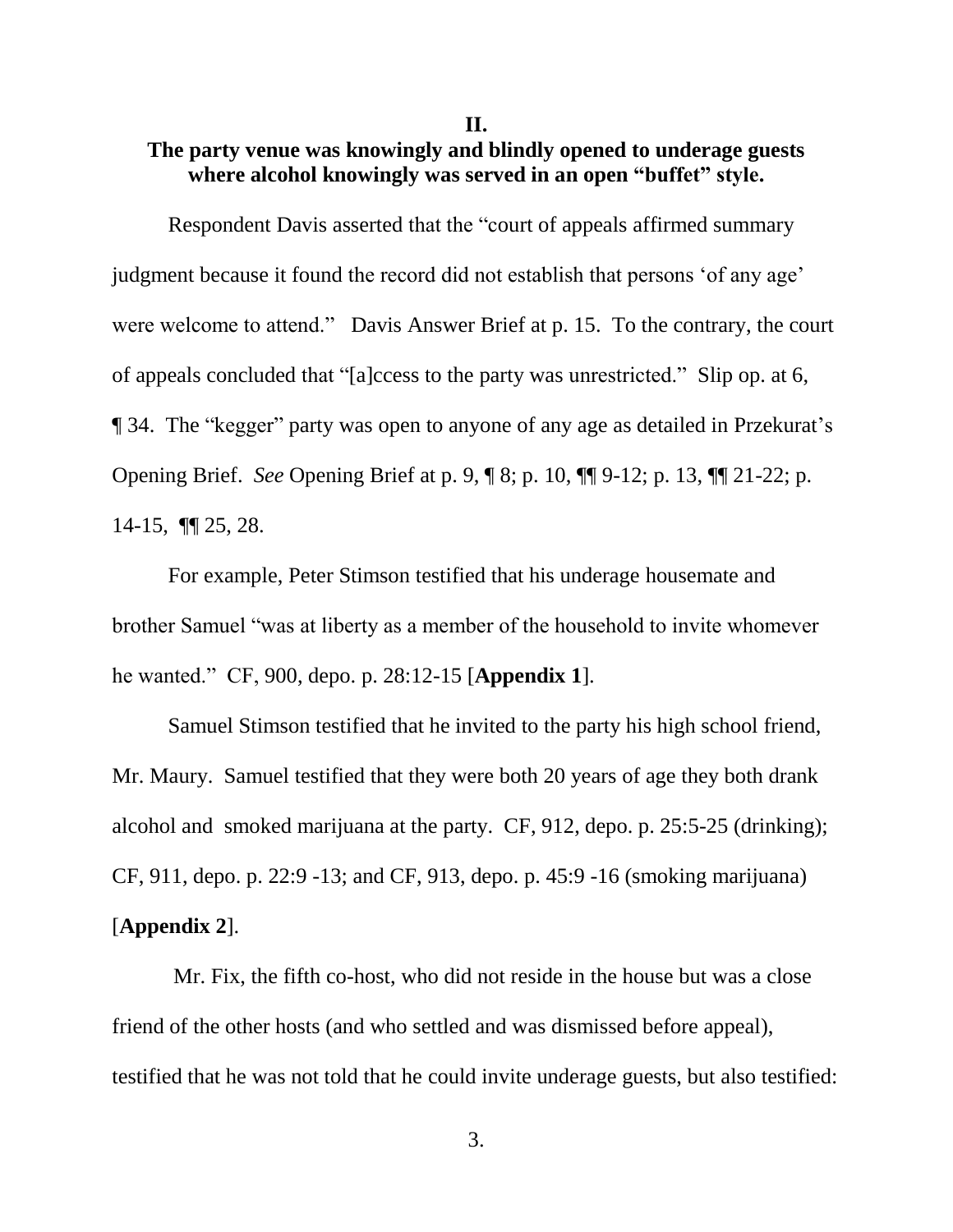## II.
## The party venue was knowingly and blindly opened to underage guests where alcohol knowingly was served in an open "buffet" style.

Respondent Davis asserted that the "court of appeals affirmed summary judgment because it found the record did not establish that persons 'of any age' were welcome to attend." Davis Answer Brief at p. 15. To the contrary, the court of appeals concluded that "[a]ccess to the party was unrestricted." Slip op. at 6, ¶ 34. The "kegger" party was open to anyone of any age as detailed in Przekurat's Opening Brief. *See* Opening Brief at p. 9, ¶ 8; p. 10, ¶¶ 9-12; p. 13, ¶¶ 21-22; p. 14-15, ¶¶ 25, 28.

For example, Peter Stimson testified that his underage housemate and brother Samuel "was at liberty as a member of the household to invite whomever he wanted." CF, 900, depo. p. 28:12-15 [**Appendix 1**].

Samuel Stimson testified that he invited to the party his high school friend, Mr. Maury. Samuel testified that they were both 20 years of age they both drank alcohol and smoked marijuana at the party. CF, 912, depo. p. 25:5-25 (drinking); CF, 911, depo. p. 22:9 -13; and CF, 913, depo. p. 45:9 -16 (smoking marijuana) [**Appendix 2**].

Mr. Fix, the fifth co-host, who did not reside in the house but was a close friend of the other hosts (and who settled and was dismissed before appeal), testified that he was not told that he could invite underage guests, but also testified: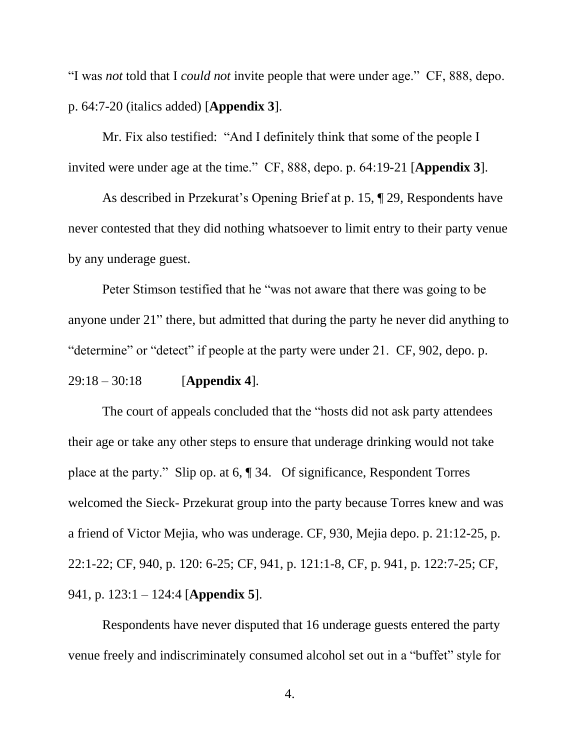"I was *not* told that I *could not* invite people that were under age." CF, 888, depo. p. 64:7-20 (italics added) [**Appendix 3**].

Mr. Fix also testified: "And I definitely think that some of the people I invited were under age at the time." CF, 888, depo. p. 64:19-21 [**Appendix 3**].

As described in Przekurat's Opening Brief at p. 15, ¶ 29, Respondents have never contested that they did nothing whatsoever to limit entry to their party venue by any underage guest.

Peter Stimson testified that he "was not aware that there was going to be anyone under 21" there, but admitted that during the party he never did anything to "determine" or "detect" if people at the party were under 21. CF, 902, depo. p. 29:18 – 30:18 [**Appendix 4**].

The court of appeals concluded that the "hosts did not ask party attendees their age or take any other steps to ensure that underage drinking would not take place at the party." Slip op. at 6, ¶ 34. Of significance, Respondent Torres welcomed the Sieck- Przekurat group into the party because Torres knew and was a friend of Victor Mejia, who was underage. CF, 930, Mejia depo. p. 21:12-25, p. 22:1-22; CF, 940, p. 120: 6-25; CF, 941, p. 121:1-8, CF, p. 941, p. 122:7-25; CF, 941, p. 123:1 – 124:4 [**Appendix 5**].

Respondents have never disputed that 16 underage guests entered the party venue freely and indiscriminately consumed alcohol set out in a "buffet" style for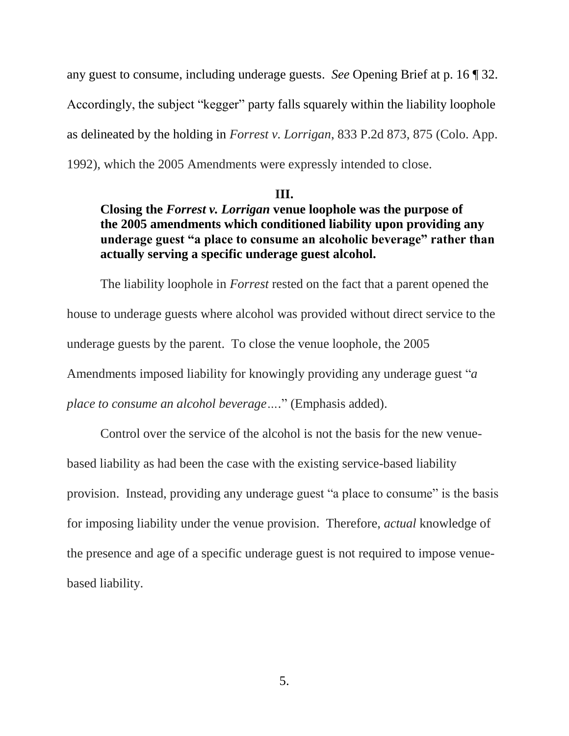any guest to consume, including underage guests. *See* Opening Brief at p. 16 ¶ 32. Accordingly, the subject "kegger" party falls squarely within the liability loophole as delineated by the holding in *Forrest v. Lorrigan*, 833 P.2d 873, 875 (Colo. App. 1992), which the 2005 Amendments were expressly intended to close.

## III.

## Closing the *Forrest v. Lorrigan* venue loophole was the purpose of the 2005 amendments which conditioned liability upon providing any underage guest "a place to consume an alcoholic beverage" rather than actually serving a specific underage guest alcohol.

The liability loophole in *Forrest* rested on the fact that a parent opened the house to underage guests where alcohol was provided without direct service to the underage guests by the parent. To close the venue loophole, the 2005 Amendments imposed liability for knowingly providing any underage guest "*a place to consume an alcohol beverage…*" (Emphasis added).

Control over the service of the alcohol is not the basis for the new venue-based liability as had been the case with the existing service-based liability provision. Instead, providing any underage guest "a place to consume" is the basis for imposing liability under the venue provision. Therefore, *actual* knowledge of the presence and age of a specific underage guest is not required to impose venue-based liability.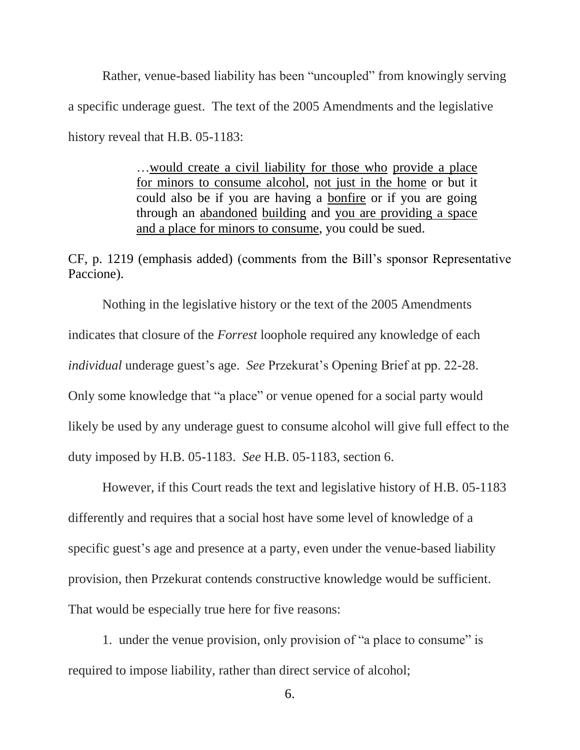Rather, venue-based liability has been "uncoupled" from knowingly serving a specific underage guest. The text of the 2005 Amendments and the legislative history reveal that H.B. 05-1183:

> …<u>would create a civil liability for those who</u> <u>provide a place for minors to consume alcohol</u>, <u>not just in the home</u> or but it could also be if you are having a <u>bonfire</u> or if you are going through an <u>abandoned</u> <u>building</u> and <u>you are providing a space and a place for minors to consume</u>, you could be sued.

CF, p. 1219 (emphasis added) (comments from the Bill's sponsor Representative Paccione).

Nothing in the legislative history or the text of the 2005 Amendments indicates that closure of the *Forrest* loophole required any knowledge of each *individual* underage guest's age. *See* Przekurat's Opening Brief at pp. 22-28. Only some knowledge that "a place" or venue opened for a social party would likely be used by any underage guest to consume alcohol will give full effect to the duty imposed by H.B. 05-1183. *See* H.B. 05-1183, section 6.

However, if this Court reads the text and legislative history of H.B. 05-1183 differently and requires that a social host have some level of knowledge of a specific guest's age and presence at a party, even under the venue-based liability provision, then Przekurat contends constructive knowledge would be sufficient. That would be especially true here for five reasons:

1. under the venue provision, only provision of "a place to consume" is required to impose liability, rather than direct service of alcohol;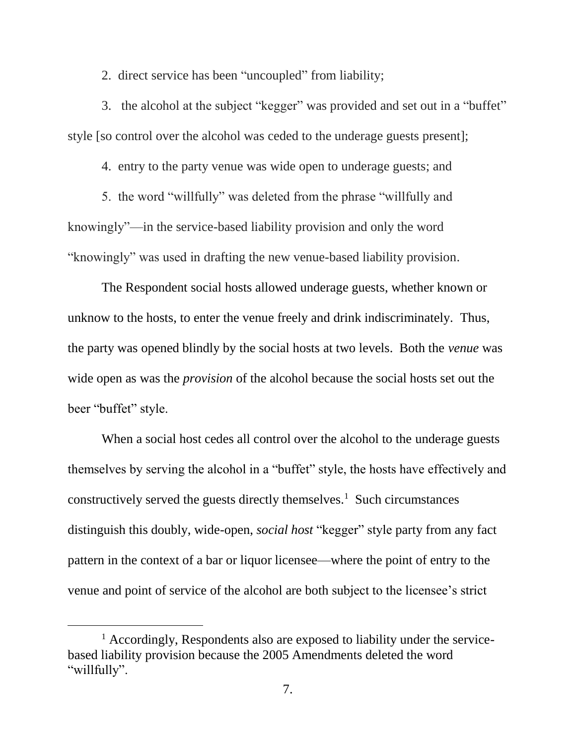2. direct service has been "uncoupled" from liability;

3. the alcohol at the subject "kegger" was provided and set out in a "buffet" style [so control over the alcohol was ceded to the underage guests present];

4. entry to the party venue was wide open to underage guests; and

5. the word "willfully" was deleted from the phrase "willfully and knowingly"—in the service-based liability provision and only the word "knowingly" was used in drafting the new venue-based liability provision.

The Respondent social hosts allowed underage guests, whether known or unknow to the hosts, to enter the venue freely and drink indiscriminately. Thus, the party was opened blindly by the social hosts at two levels. Both the *venue* was wide open as was the *provision* of the alcohol because the social hosts set out the beer "buffet" style.

When a social host cedes all control over the alcohol to the underage guests themselves by serving the alcohol in a "buffet" style, the hosts have effectively and constructively served the guests directly themselves.[1] Such circumstances distinguish this doubly, wide-open, *social host* "kegger" style party from any fact pattern in the context of a bar or liquor licensee—where the point of entry to the venue and point of service of the alcohol are both subject to the licensee's strict

[1] Accordingly, Respondents also are exposed to liability under the service-based liability provision because the 2005 Amendments deleted the word "willfully".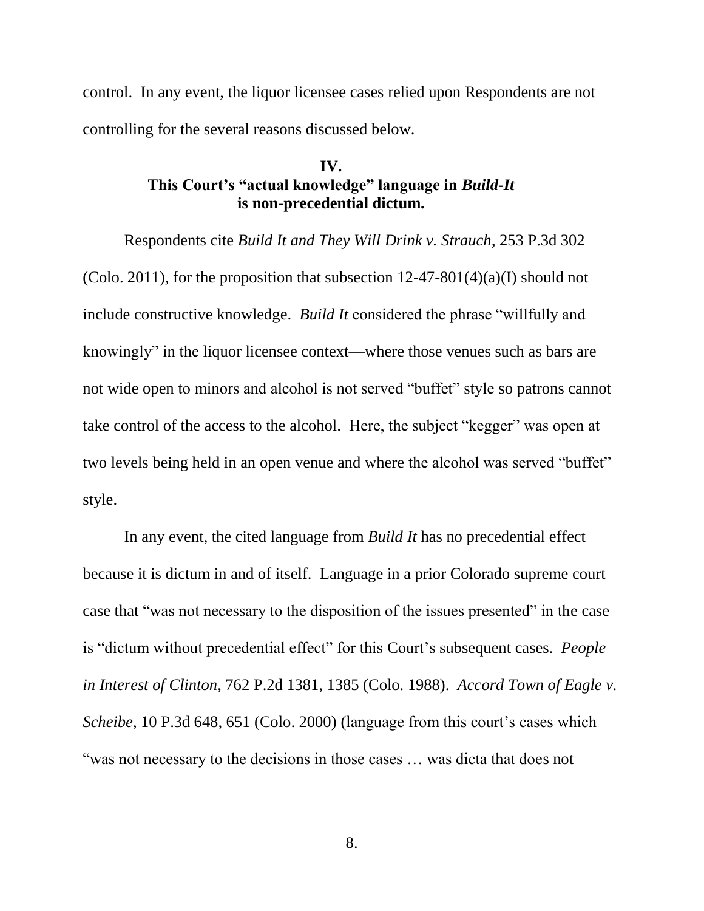control. In any event, the liquor licensee cases relied upon Respondents are not controlling for the several reasons discussed below.

## IV.
## This Court's "actual knowledge" language in *Build-It* is non-precedential dictum.

Respondents cite *Build It and They Will Drink v. Strauch*, 253 P.3d 302 (Colo. 2011), for the proposition that subsection 12-47-801(4)(a)(I) should not include constructive knowledge. *Build It* considered the phrase "willfully and knowingly" in the liquor licensee context—where those venues such as bars are not wide open to minors and alcohol is not served "buffet" style so patrons cannot take control of the access to the alcohol. Here, the subject "kegger" was open at two levels being held in an open venue and where the alcohol was served "buffet" style.

In any event, the cited language from *Build It* has no precedential effect because it is dictum in and of itself. Language in a prior Colorado supreme court case that "was not necessary to the disposition of the issues presented" in the case is "dictum without precedential effect" for this Court's subsequent cases. *People in Interest of Clinton*, 762 P.2d 1381, 1385 (Colo. 1988). *Accord Town of Eagle v. Scheibe*, 10 P.3d 648, 651 (Colo. 2000) (language from this court's cases which "was not necessary to the decisions in those cases … was dicta that does not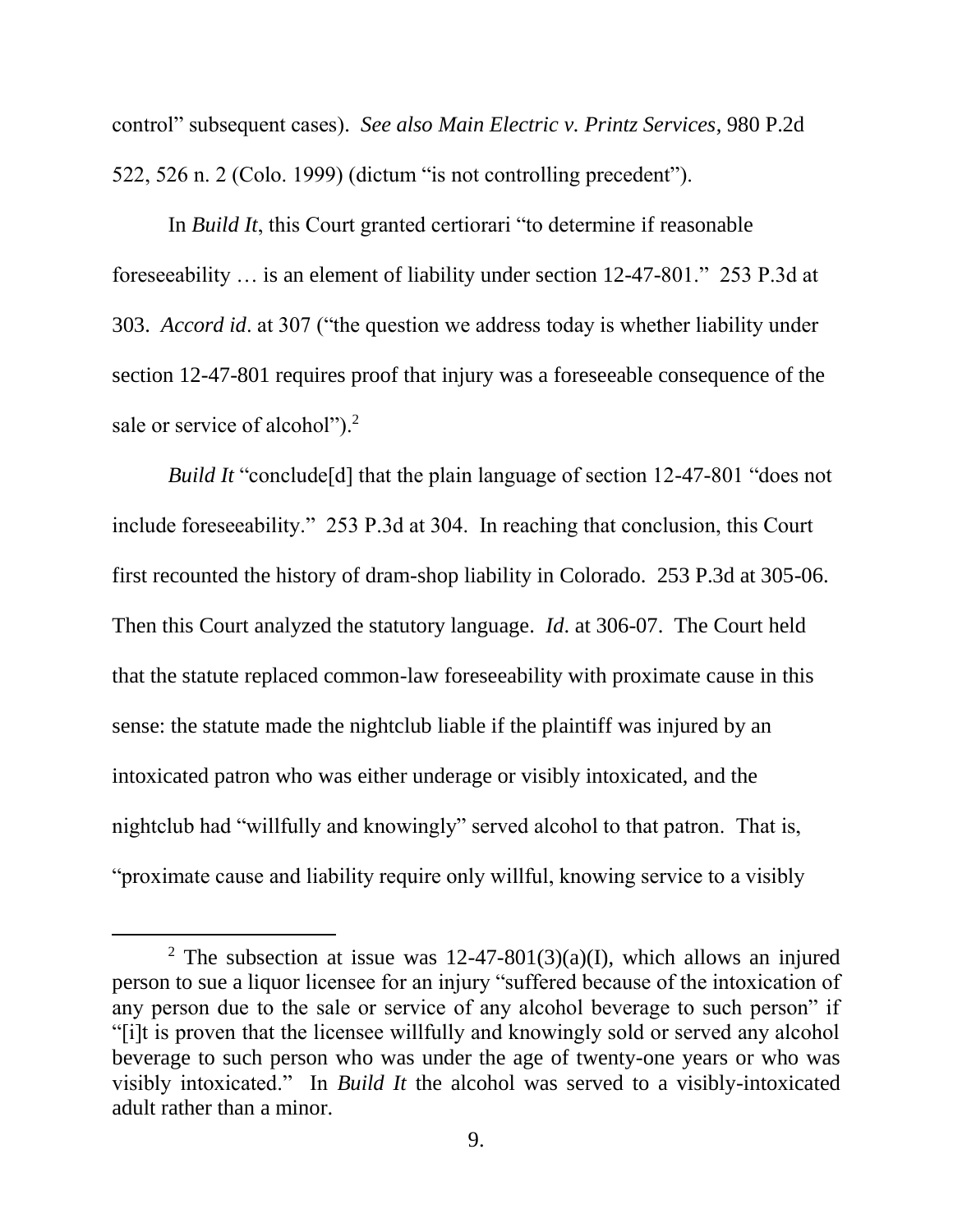control" subsequent cases). *See also Main Electric v. Printz Services*, 980 P.2d 522, 526 n. 2 (Colo. 1999) (dictum "is not controlling precedent").

In *Build It*, this Court granted certiorari "to determine if reasonable foreseeability … is an element of liability under section 12-47-801." 253 P.3d at 303. *Accord id*. at 307 ("the question we address today is whether liability under section 12-47-801 requires proof that injury was a foreseeable consequence of the sale or service of alcohol").[2]

*Build It* "conclude[d] that the plain language of section 12-47-801 "does not include foreseeability." 253 P.3d at 304. In reaching that conclusion, this Court first recounted the history of dram-shop liability in Colorado. 253 P.3d at 305-06. Then this Court analyzed the statutory language. *Id*. at 306-07. The Court held that the statute replaced common-law foreseeability with proximate cause in this sense: the statute made the nightclub liable if the plaintiff was injured by an intoxicated patron who was either underage or visibly intoxicated, and the nightclub had "willfully and knowingly" served alcohol to that patron. That is, "proximate cause and liability require only willful, knowing service to a visibly

---

[2] The subsection at issue was 12-47-801(3)(a)(I), which allows an injured person to sue a liquor licensee for an injury "suffered because of the intoxication of any person due to the sale or service of any alcohol beverage to such person" if "[i]t is proven that the licensee willfully and knowingly sold or served any alcohol beverage to such person who was under the age of twenty-one years or who was visibly intoxicated." In *Build It* the alcohol was served to a visibly-intoxicated adult rather than a minor.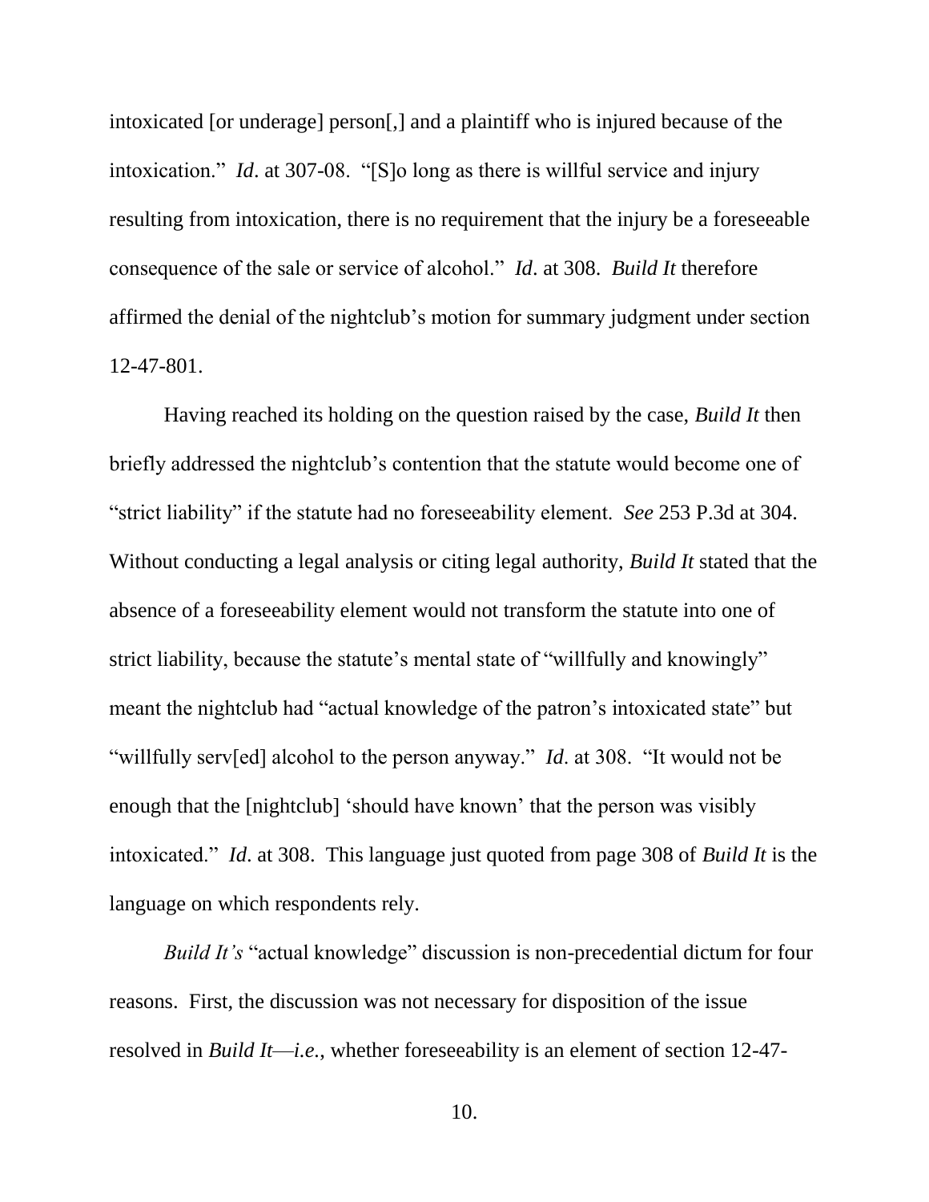intoxicated [or underage] person[,] and a plaintiff who is injured because of the intoxication." *Id*. at 307-08. "[S]o long as there is willful service and injury resulting from intoxication, there is no requirement that the injury be a foreseeable consequence of the sale or service of alcohol." *Id*. at 308. *Build It* therefore affirmed the denial of the nightclub's motion for summary judgment under section 12-47-801.

Having reached its holding on the question raised by the case, *Build It* then briefly addressed the nightclub's contention that the statute would become one of "strict liability" if the statute had no foreseeability element. *See* 253 P.3d at 304. Without conducting a legal analysis or citing legal authority, *Build It* stated that the absence of a foreseeability element would not transform the statute into one of strict liability, because the statute's mental state of "willfully and knowingly" meant the nightclub had "actual knowledge of the patron's intoxicated state" but "willfully serv[ed] alcohol to the person anyway." *Id*. at 308. "It would not be enough that the [nightclub] 'should have known' that the person was visibly intoxicated." *Id*. at 308. This language just quoted from page 308 of *Build It* is the language on which respondents rely.

*Build It's* "actual knowledge" discussion is non-precedential dictum for four reasons. First, the discussion was not necessary for disposition of the issue resolved in *Build It*—*i.e.*, whether foreseeability is an element of section 12-47-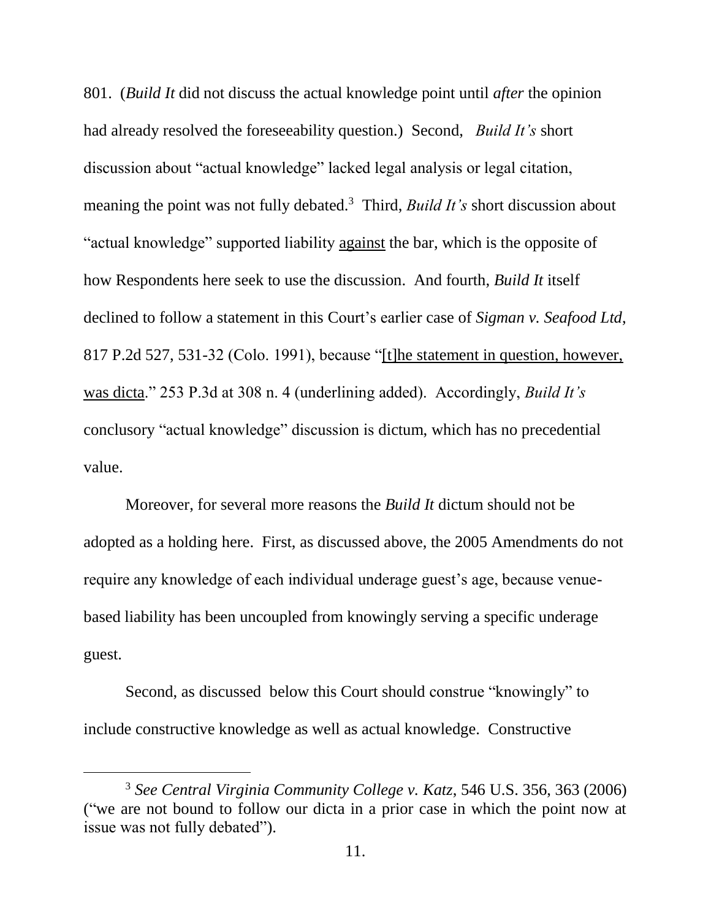801. (*Build It* did not discuss the actual knowledge point until *after* the opinion had already resolved the foreseeability question.) Second, *Build It's* short discussion about "actual knowledge" lacked legal analysis or legal citation, meaning the point was not fully debated.[3] Third, *Build It's* short discussion about "actual knowledge" supported liability <u>against</u> the bar, which is the opposite of how Respondents here seek to use the discussion. And fourth, *Build It* itself declined to follow a statement in this Court's earlier case of *Sigman v. Seafood Ltd*, 817 P.2d 527, 531-32 (Colo. 1991), because "<u>[t]he statement in question, however, was dicta</u>." 253 P.3d at 308 n. 4 (underlining added). Accordingly, *Build It's* conclusory "actual knowledge" discussion is dictum, which has no precedential value.

Moreover, for several more reasons the *Build It* dictum should not be adopted as a holding here. First, as discussed above, the 2005 Amendments do not require any knowledge of each individual underage guest's age, because venue-based liability has been uncoupled from knowingly serving a specific underage guest.

Second, as discussed below this Court should construe "knowingly" to include constructive knowledge as well as actual knowledge. Constructive

---

[3] *See Central Virginia Community College v. Katz*, 546 U.S. 356, 363 (2006) ("we are not bound to follow our dicta in a prior case in which the point now at issue was not fully debated").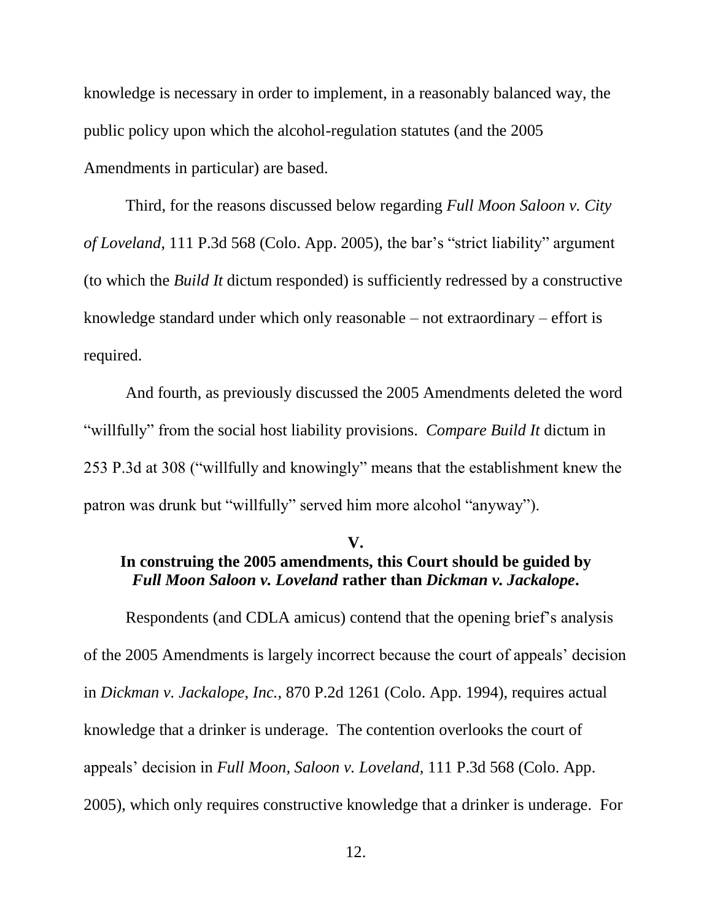knowledge is necessary in order to implement, in a reasonably balanced way, the public policy upon which the alcohol-regulation statutes (and the 2005 Amendments in particular) are based.

Third, for the reasons discussed below regarding *Full Moon Saloon v. City of Loveland*, 111 P.3d 568 (Colo. App. 2005), the bar's "strict liability" argument (to which the *Build It* dictum responded) is sufficiently redressed by a constructive knowledge standard under which only reasonable – not extraordinary – effort is required.

And fourth, as previously discussed the 2005 Amendments deleted the word "willfully" from the social host liability provisions. *Compare Build It* dictum in 253 P.3d at 308 ("willfully and knowingly" means that the establishment knew the patron was drunk but "willfully" served him more alcohol "anyway").

## V.
## In construing the 2005 amendments, this Court should be guided by *Full Moon Saloon v. Loveland* rather than *Dickman v. Jackalope*.

Respondents (and CDLA amicus) contend that the opening brief's analysis of the 2005 Amendments is largely incorrect because the court of appeals' decision in *Dickman v. Jackalope, Inc.*, 870 P.2d 1261 (Colo. App. 1994), requires actual knowledge that a drinker is underage. The contention overlooks the court of appeals' decision in *Full Moon, Saloon v. Loveland*, 111 P.3d 568 (Colo. App. 2005), which only requires constructive knowledge that a drinker is underage. For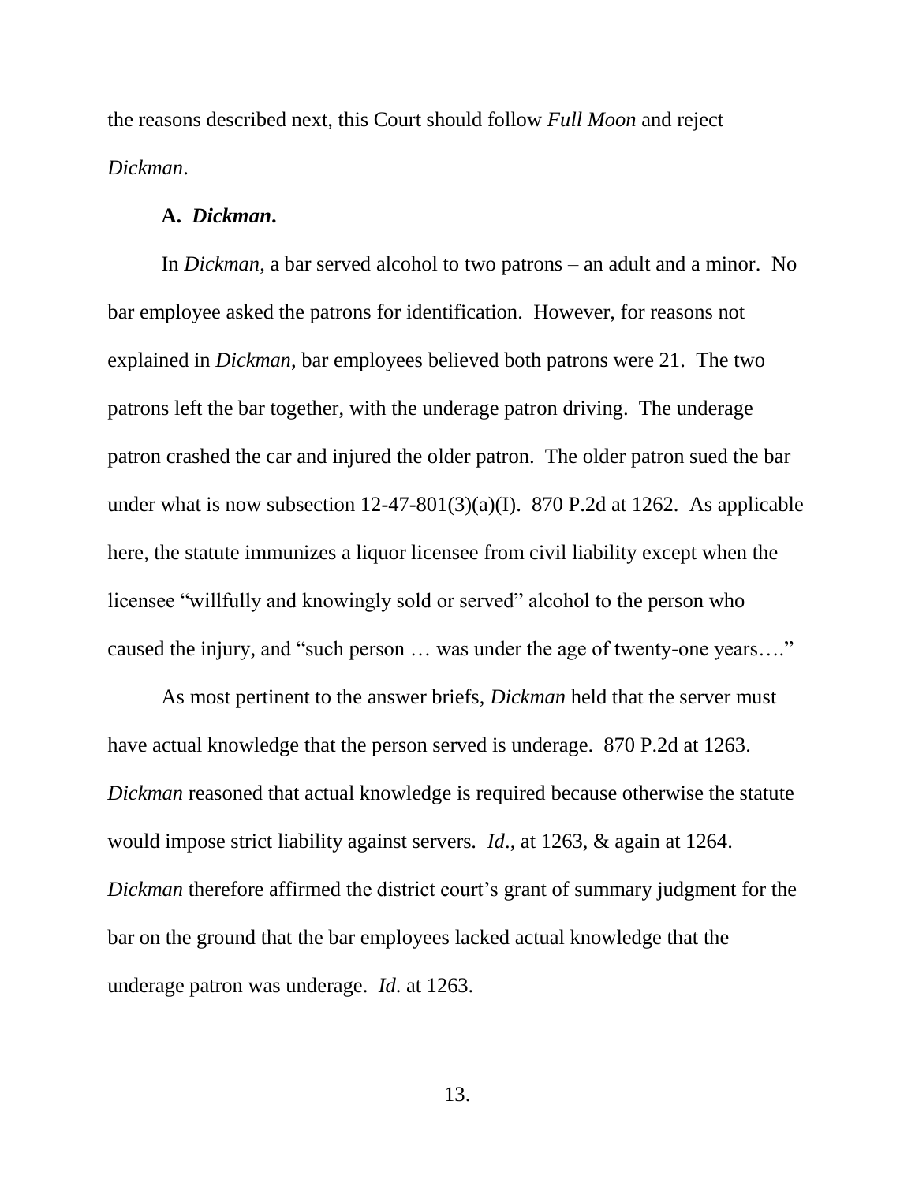the reasons described next, this Court should follow *Full Moon* and reject *Dickman*.

### A. *Dickman*.

In *Dickman*, a bar served alcohol to two patrons – an adult and a minor. No bar employee asked the patrons for identification. However, for reasons not explained in *Dickman*, bar employees believed both patrons were 21. The two patrons left the bar together, with the underage patron driving. The underage patron crashed the car and injured the older patron. The older patron sued the bar under what is now subsection 12-47-801(3)(a)(I). 870 P.2d at 1262. As applicable here, the statute immunizes a liquor licensee from civil liability except when the licensee "willfully and knowingly sold or served" alcohol to the person who caused the injury, and "such person … was under the age of twenty-one years…."

As most pertinent to the answer briefs, *Dickman* held that the server must have actual knowledge that the person served is underage. 870 P.2d at 1263. *Dickman* reasoned that actual knowledge is required because otherwise the statute would impose strict liability against servers. *Id*., at 1263, & again at 1264. *Dickman* therefore affirmed the district court's grant of summary judgment for the bar on the ground that the bar employees lacked actual knowledge that the underage patron was underage. *Id*. at 1263.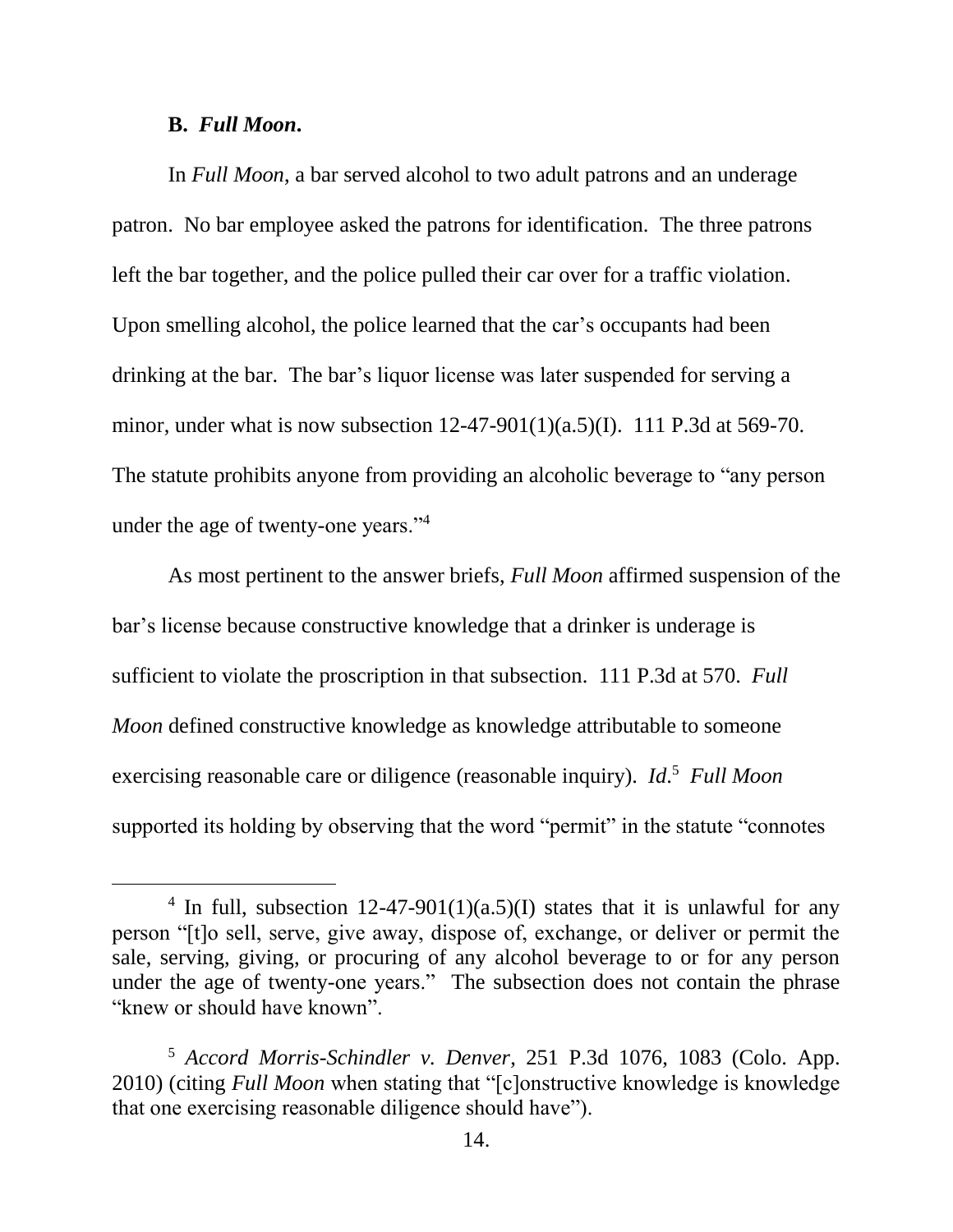### B. *Full Moon*.

In *Full Moon*, a bar served alcohol to two adult patrons and an underage patron. No bar employee asked the patrons for identification. The three patrons left the bar together, and the police pulled their car over for a traffic violation. Upon smelling alcohol, the police learned that the car's occupants had been drinking at the bar. The bar's liquor license was later suspended for serving a minor, under what is now subsection 12-47-901(1)(a.5)(I). 111 P.3d at 569-70. The statute prohibits anyone from providing an alcoholic beverage to "any person under the age of twenty-one years."[4]

As most pertinent to the answer briefs, *Full Moon* affirmed suspension of the bar's license because constructive knowledge that a drinker is underage is sufficient to violate the proscription in that subsection. 111 P.3d at 570. *Full Moon* defined constructive knowledge as knowledge attributable to someone exercising reasonable care or diligence (reasonable inquiry). *Id*.[5] *Full Moon* supported its holding by observing that the word "permit" in the statute "connotes

---

[4] In full, subsection 12-47-901(1)(a.5)(I) states that it is unlawful for any person "[t]o sell, serve, give away, dispose of, exchange, or deliver or permit the sale, serving, giving, or procuring of any alcohol beverage to or for any person under the age of twenty-one years." The subsection does not contain the phrase "knew or should have known".

[5] *Accord Morris-Schindler v. Denver*, 251 P.3d 1076, 1083 (Colo. App. 2010) (citing *Full Moon* when stating that "[c]onstructive knowledge is knowledge that one exercising reasonable diligence should have").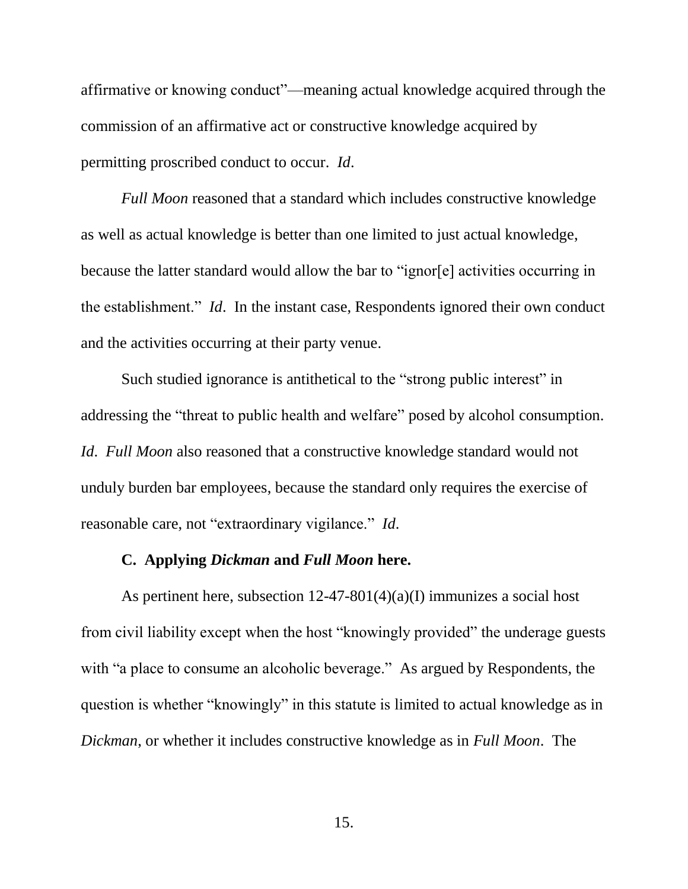affirmative or knowing conduct"—meaning actual knowledge acquired through the commission of an affirmative act or constructive knowledge acquired by permitting proscribed conduct to occur. *Id*.

*Full Moon* reasoned that a standard which includes constructive knowledge as well as actual knowledge is better than one limited to just actual knowledge, because the latter standard would allow the bar to "ignor[e] activities occurring in the establishment." *Id*. In the instant case, Respondents ignored their own conduct and the activities occurring at their party venue.

Such studied ignorance is antithetical to the "strong public interest" in addressing the "threat to public health and welfare" posed by alcohol consumption. *Id*. *Full Moon* also reasoned that a constructive knowledge standard would not unduly burden bar employees, because the standard only requires the exercise of reasonable care, not "extraordinary vigilance." *Id*.

**C. Applying *Dickman* and *Full Moon* here.**

As pertinent here, subsection 12-47-801(4)(a)(I) immunizes a social host from civil liability except when the host "knowingly provided" the underage guests with "a place to consume an alcoholic beverage." As argued by Respondents, the question is whether "knowingly" in this statute is limited to actual knowledge as in *Dickman*, or whether it includes constructive knowledge as in *Full Moon*. The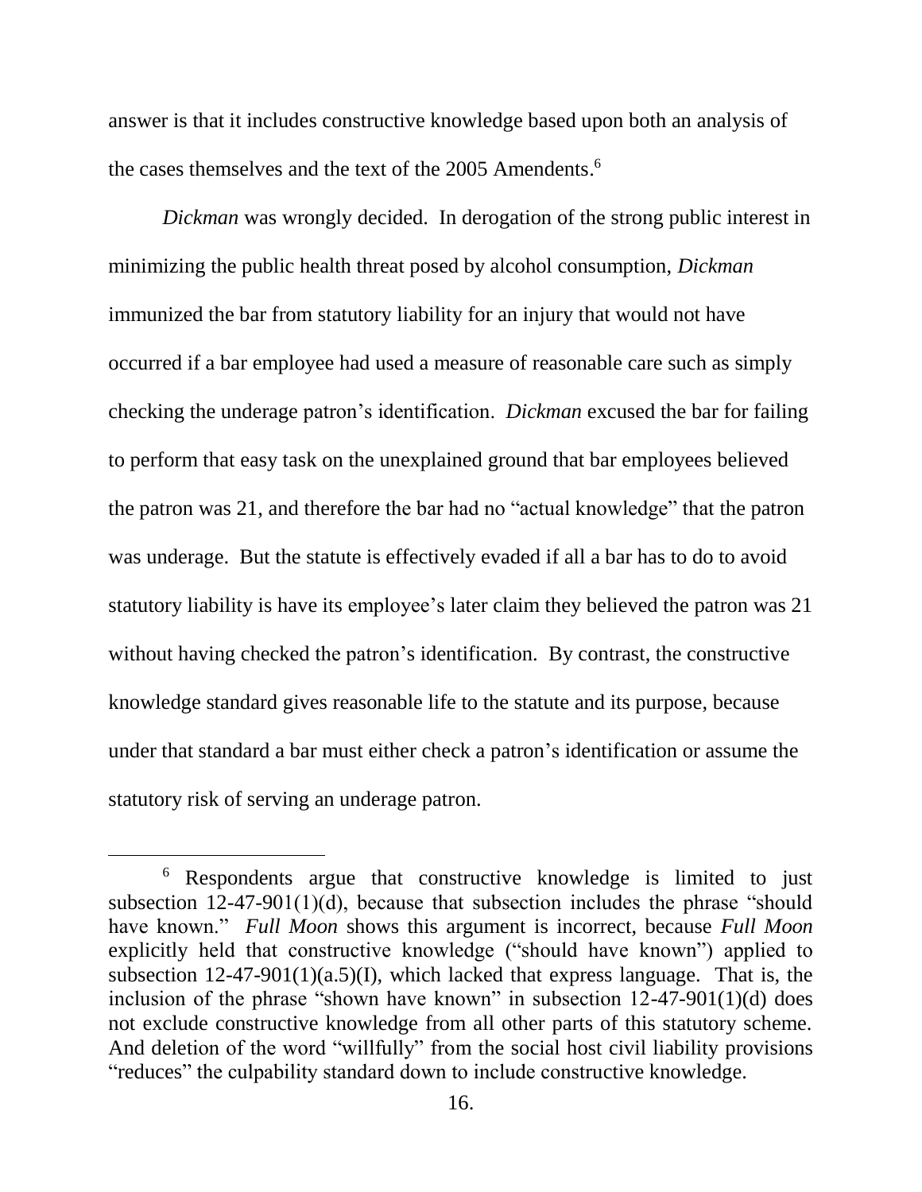answer is that it includes constructive knowledge based upon both an analysis of the cases themselves and the text of the 2005 Amendents.[6]

*Dickman* was wrongly decided. In derogation of the strong public interest in minimizing the public health threat posed by alcohol consumption, *Dickman* immunized the bar from statutory liability for an injury that would not have occurred if a bar employee had used a measure of reasonable care such as simply checking the underage patron's identification. *Dickman* excused the bar for failing to perform that easy task on the unexplained ground that bar employees believed the patron was 21, and therefore the bar had no "actual knowledge" that the patron was underage. But the statute is effectively evaded if all a bar has to do to avoid statutory liability is have its employee's later claim they believed the patron was 21 without having checked the patron's identification. By contrast, the constructive knowledge standard gives reasonable life to the statute and its purpose, because under that standard a bar must either check a patron's identification or assume the statutory risk of serving an underage patron.

---

[6] Respondents argue that constructive knowledge is limited to just subsection 12-47-901(1)(d), because that subsection includes the phrase "should have known." *Full Moon* shows this argument is incorrect, because *Full Moon* explicitly held that constructive knowledge ("should have known") applied to subsection 12-47-901(1)(a.5)(I), which lacked that express language. That is, the inclusion of the phrase "shown have known" in subsection 12-47-901(1)(d) does not exclude constructive knowledge from all other parts of this statutory scheme. And deletion of the word "willfully" from the social host civil liability provisions "reduces" the culpability standard down to include constructive knowledge.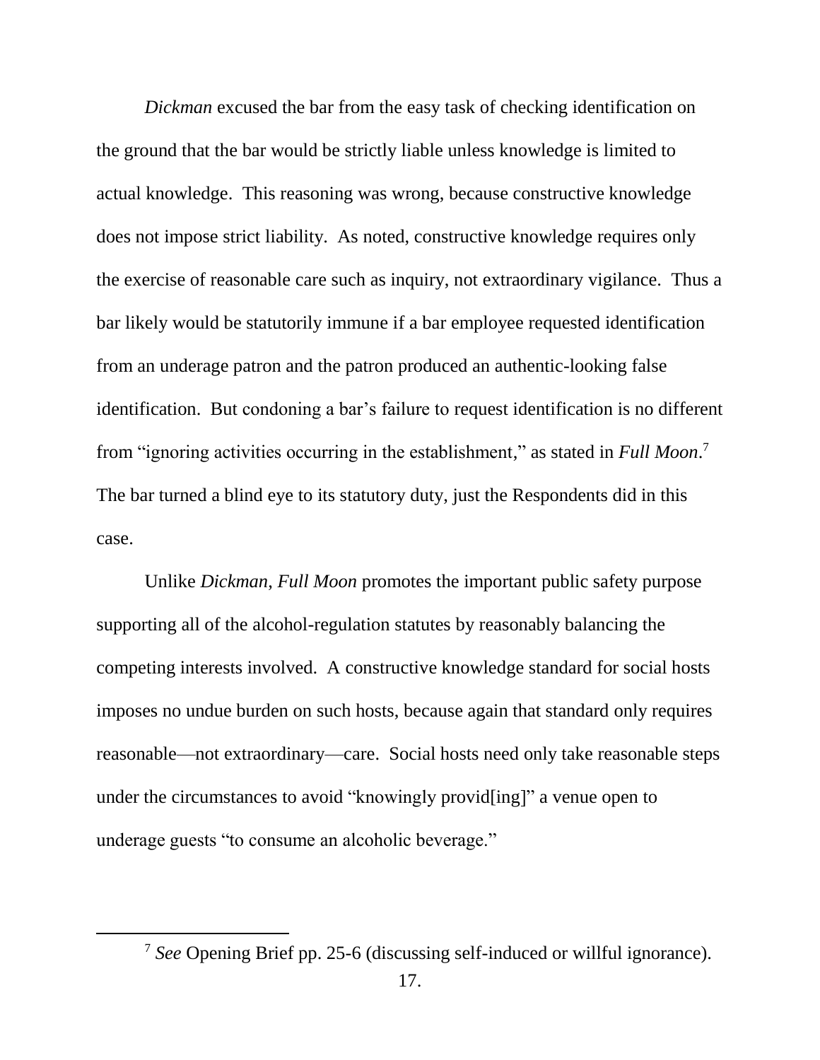*Dickman* excused the bar from the easy task of checking identification on the ground that the bar would be strictly liable unless knowledge is limited to actual knowledge. This reasoning was wrong, because constructive knowledge does not impose strict liability. As noted, constructive knowledge requires only the exercise of reasonable care such as inquiry, not extraordinary vigilance. Thus a bar likely would be statutorily immune if a bar employee requested identification from an underage patron and the patron produced an authentic-looking false identification. But condoning a bar's failure to request identification is no different from "ignoring activities occurring in the establishment," as stated in *Full Moon*.[7] The bar turned a blind eye to its statutory duty, just the Respondents did in this case.

Unlike *Dickman*, *Full Moon* promotes the important public safety purpose supporting all of the alcohol-regulation statutes by reasonably balancing the competing interests involved. A constructive knowledge standard for social hosts imposes no undue burden on such hosts, because again that standard only requires reasonable—not extraordinary—care. Social hosts need only take reasonable steps under the circumstances to avoid "knowingly provid[ing]" a venue open to underage guests "to consume an alcoholic beverage."

---

[7] *See* Opening Brief pp. 25-6 (discussing self-induced or willful ignorance).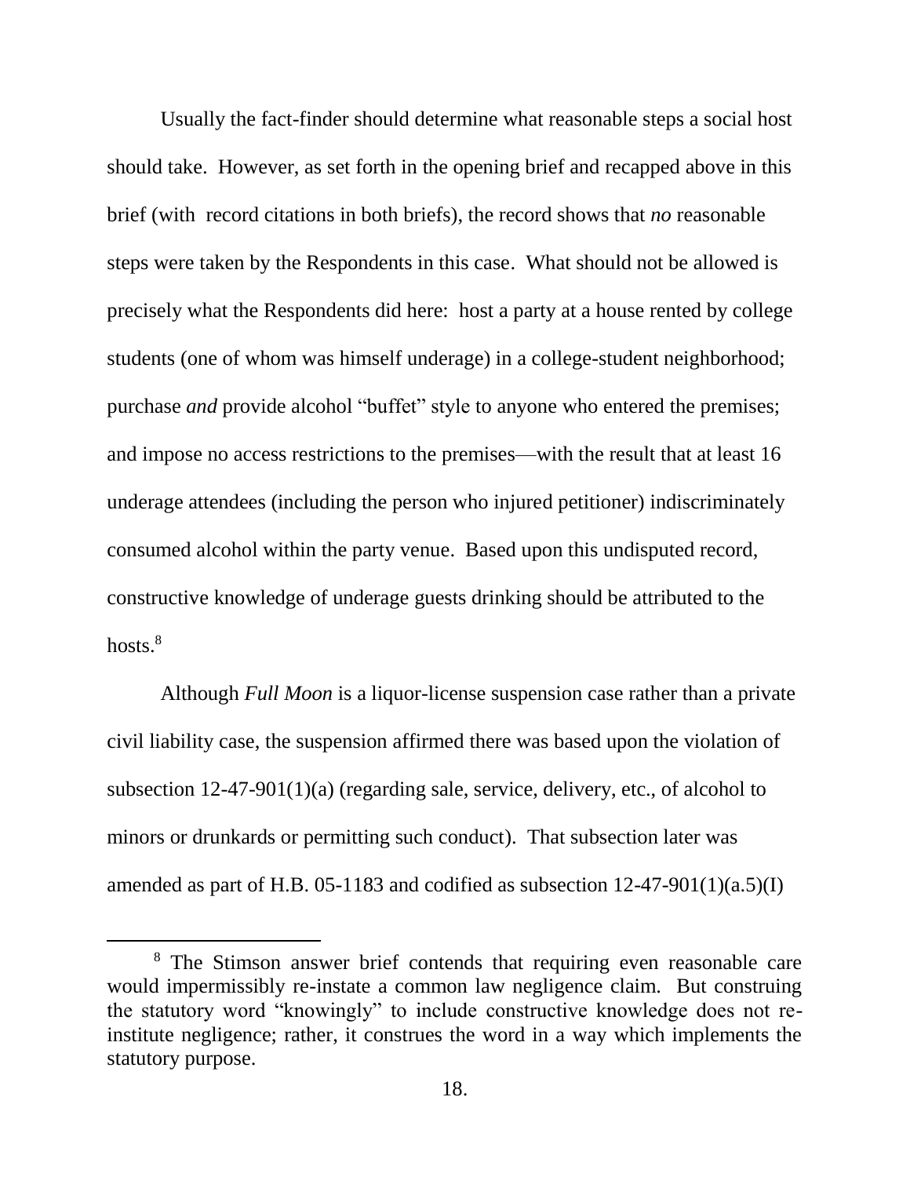Usually the fact-finder should determine what reasonable steps a social host should take. However, as set forth in the opening brief and recapped above in this brief (with record citations in both briefs), the record shows that *no* reasonable steps were taken by the Respondents in this case. What should not be allowed is precisely what the Respondents did here: host a party at a house rented by college students (one of whom was himself underage) in a college-student neighborhood; purchase *and* provide alcohol "buffet" style to anyone who entered the premises; and impose no access restrictions to the premises—with the result that at least 16 underage attendees (including the person who injured petitioner) indiscriminately consumed alcohol within the party venue. Based upon this undisputed record, constructive knowledge of underage guests drinking should be attributed to the hosts.[8]

Although *Full Moon* is a liquor-license suspension case rather than a private civil liability case, the suspension affirmed there was based upon the violation of subsection 12-47-901(1)(a) (regarding sale, service, delivery, etc., of alcohol to minors or drunkards or permitting such conduct). That subsection later was amended as part of H.B. 05-1183 and codified as subsection 12-47-901(1)(a.5)(I)

[8] The Stimson answer brief contends that requiring even reasonable care would impermissibly re-instate a common law negligence claim. But construing the statutory word "knowingly" to include constructive knowledge does not re-institute negligence; rather, it construes the word in a way which implements the statutory purpose.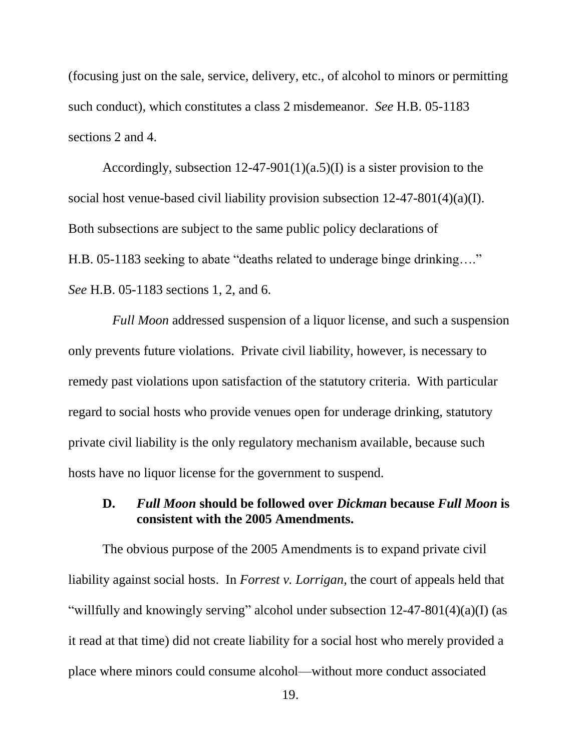(focusing just on the sale, service, delivery, etc., of alcohol to minors or permitting such conduct), which constitutes a class 2 misdemeanor. *See* H.B. 05-1183 sections 2 and 4.

Accordingly, subsection 12-47-901(1)(a.5)(I) is a sister provision to the social host venue-based civil liability provision subsection 12-47-801(4)(a)(I). Both subsections are subject to the same public policy declarations of H.B. 05-1183 seeking to abate "deaths related to underage binge drinking…." *See* H.B. 05-1183 sections 1, 2, and 6.

*Full Moon* addressed suspension of a liquor license, and such a suspension only prevents future violations. Private civil liability, however, is necessary to remedy past violations upon satisfaction of the statutory criteria. With particular regard to social hosts who provide venues open for underage drinking, statutory private civil liability is the only regulatory mechanism available, because such hosts have no liquor license for the government to suspend.

### D. *Full Moon* should be followed over *Dickman* because *Full Moon* is consistent with the 2005 Amendments.

The obvious purpose of the 2005 Amendments is to expand private civil liability against social hosts. In *Forrest v. Lorrigan*, the court of appeals held that "willfully and knowingly serving" alcohol under subsection 12-47-801(4)(a)(I) (as it read at that time) did not create liability for a social host who merely provided a place where minors could consume alcohol—without more conduct associated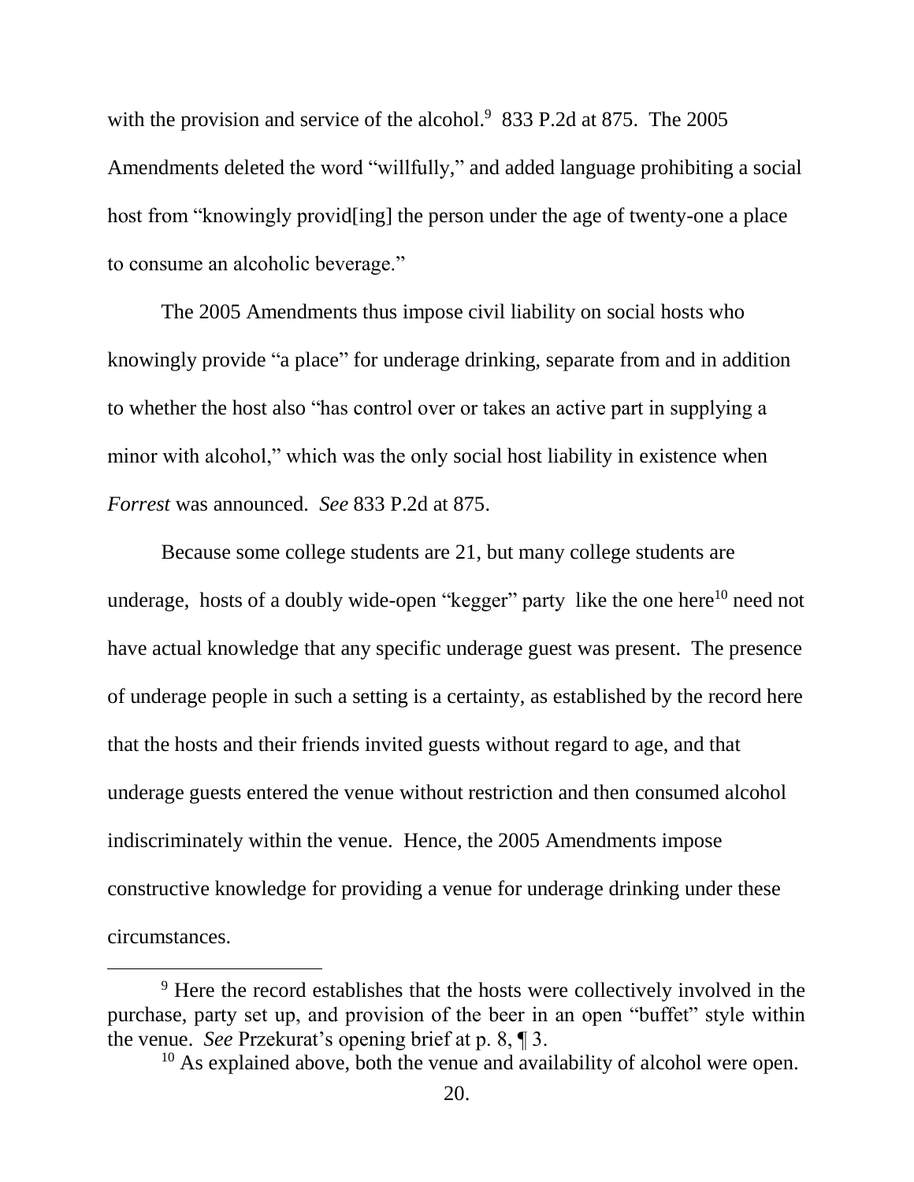with the provision and service of the alcohol.[9] 833 P.2d at 875. The 2005 Amendments deleted the word "willfully," and added language prohibiting a social host from "knowingly provid[ing] the person under the age of twenty-one a place to consume an alcoholic beverage."

The 2005 Amendments thus impose civil liability on social hosts who knowingly provide "a place" for underage drinking, separate from and in addition to whether the host also "has control over or takes an active part in supplying a minor with alcohol," which was the only social host liability in existence when *Forrest* was announced. *See* 833 P.2d at 875.

Because some college students are 21, but many college students are underage, hosts of a doubly wide-open "kegger" party like the one here[10] need not have actual knowledge that any specific underage guest was present. The presence of underage people in such a setting is a certainty, as established by the record here that the hosts and their friends invited guests without regard to age, and that underage guests entered the venue without restriction and then consumed alcohol indiscriminately within the venue. Hence, the 2005 Amendments impose constructive knowledge for providing a venue for underage drinking under these circumstances.

---

[9] Here the record establishes that the hosts were collectively involved in the purchase, party set up, and provision of the beer in an open "buffet" style within the venue. *See* Przekurat's opening brief at p. 8, ¶ 3.

[10] As explained above, both the venue and availability of alcohol were open.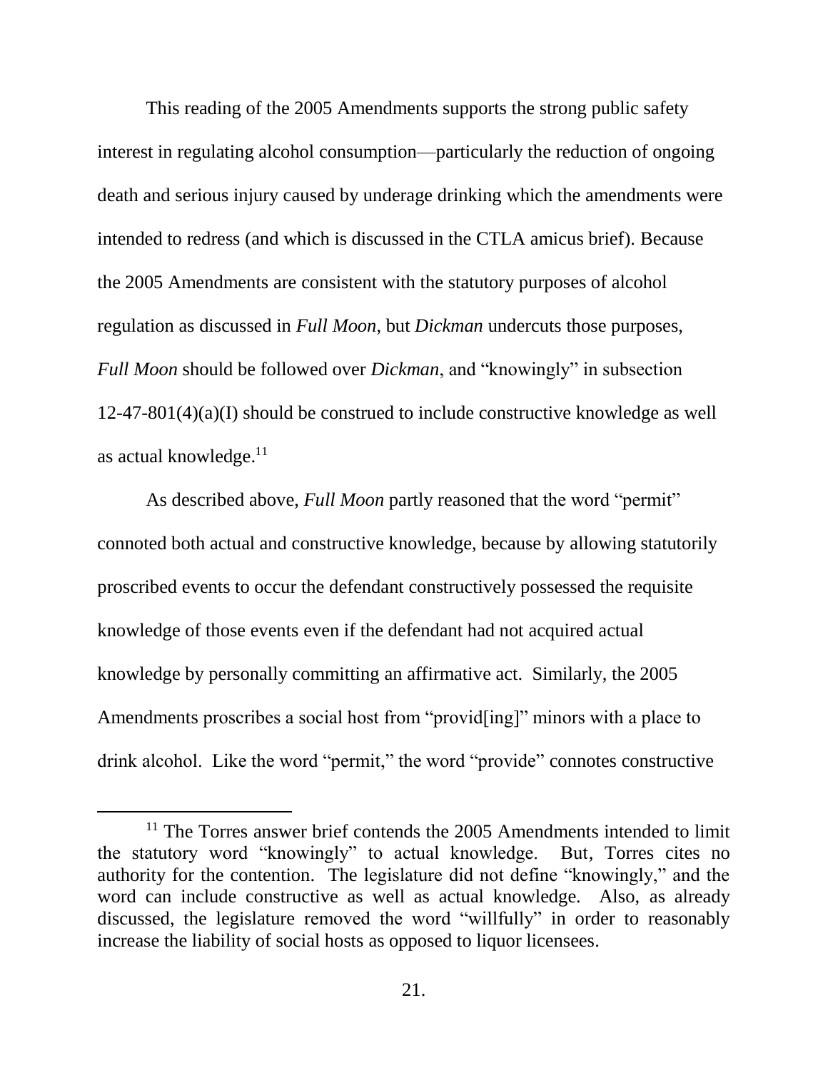This reading of the 2005 Amendments supports the strong public safety interest in regulating alcohol consumption—particularly the reduction of ongoing death and serious injury caused by underage drinking which the amendments were intended to redress (and which is discussed in the CTLA amicus brief). Because the 2005 Amendments are consistent with the statutory purposes of alcohol regulation as discussed in *Full Moon*, but *Dickman* undercuts those purposes, *Full Moon* should be followed over *Dickman*, and "knowingly" in subsection 12-47-801(4)(a)(I) should be construed to include constructive knowledge as well as actual knowledge.[11]

As described above, *Full Moon* partly reasoned that the word "permit" connoted both actual and constructive knowledge, because by allowing statutorily proscribed events to occur the defendant constructively possessed the requisite knowledge of those events even if the defendant had not acquired actual knowledge by personally committing an affirmative act. Similarly, the 2005 Amendments proscribes a social host from "provid[ing]" minors with a place to drink alcohol. Like the word "permit," the word "provide" connotes constructive

[11] The Torres answer brief contends the 2005 Amendments intended to limit the statutory word "knowingly" to actual knowledge. But, Torres cites no authority for the contention. The legislature did not define "knowingly," and the word can include constructive as well as actual knowledge. Also, as already discussed, the legislature removed the word "willfully" in order to reasonably increase the liability of social hosts as opposed to liquor licensees.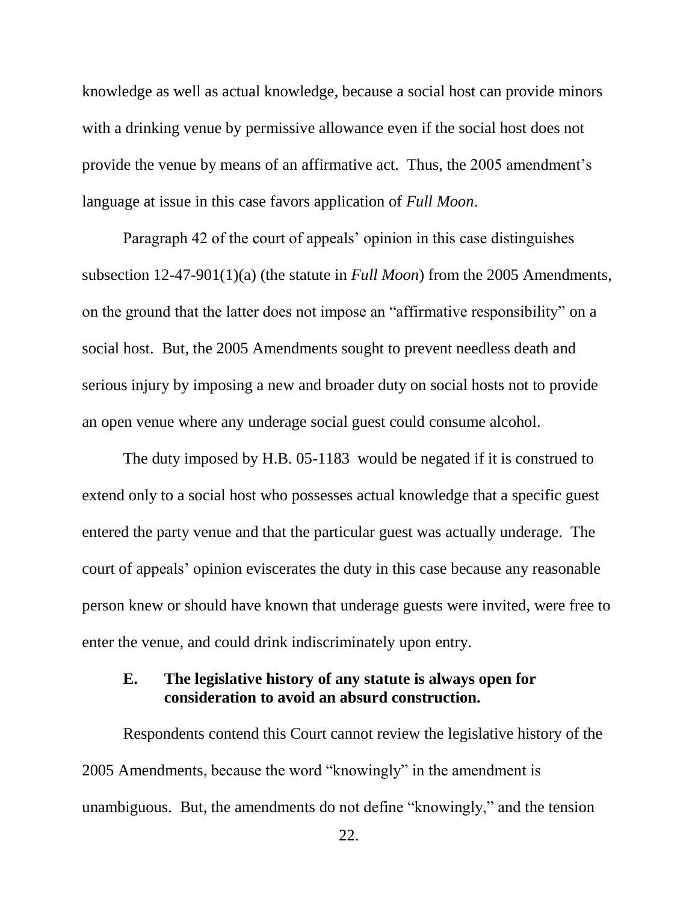knowledge as well as actual knowledge, because a social host can provide minors with a drinking venue by permissive allowance even if the social host does not provide the venue by means of an affirmative act. Thus, the 2005 amendment's language at issue in this case favors application of *Full Moon*.

Paragraph 42 of the court of appeals' opinion in this case distinguishes subsection 12-47-901(1)(a) (the statute in *Full Moon*) from the 2005 Amendments, on the ground that the latter does not impose an "affirmative responsibility" on a social host. But, the 2005 Amendments sought to prevent needless death and serious injury by imposing a new and broader duty on social hosts not to provide an open venue where any underage social guest could consume alcohol.

The duty imposed by H.B. 05-1183 would be negated if it is construed to extend only to a social host who possesses actual knowledge that a specific guest entered the party venue and that the particular guest was actually underage. The court of appeals' opinion eviscerates the duty in this case because any reasonable person knew or should have known that underage guests were invited, were free to enter the venue, and could drink indiscriminately upon entry.

### E. The legislative history of any statute is always open for consideration to avoid an absurd construction.

Respondents contend this Court cannot review the legislative history of the 2005 Amendments, because the word "knowingly" in the amendment is unambiguous. But, the amendments do not define "knowingly," and the tension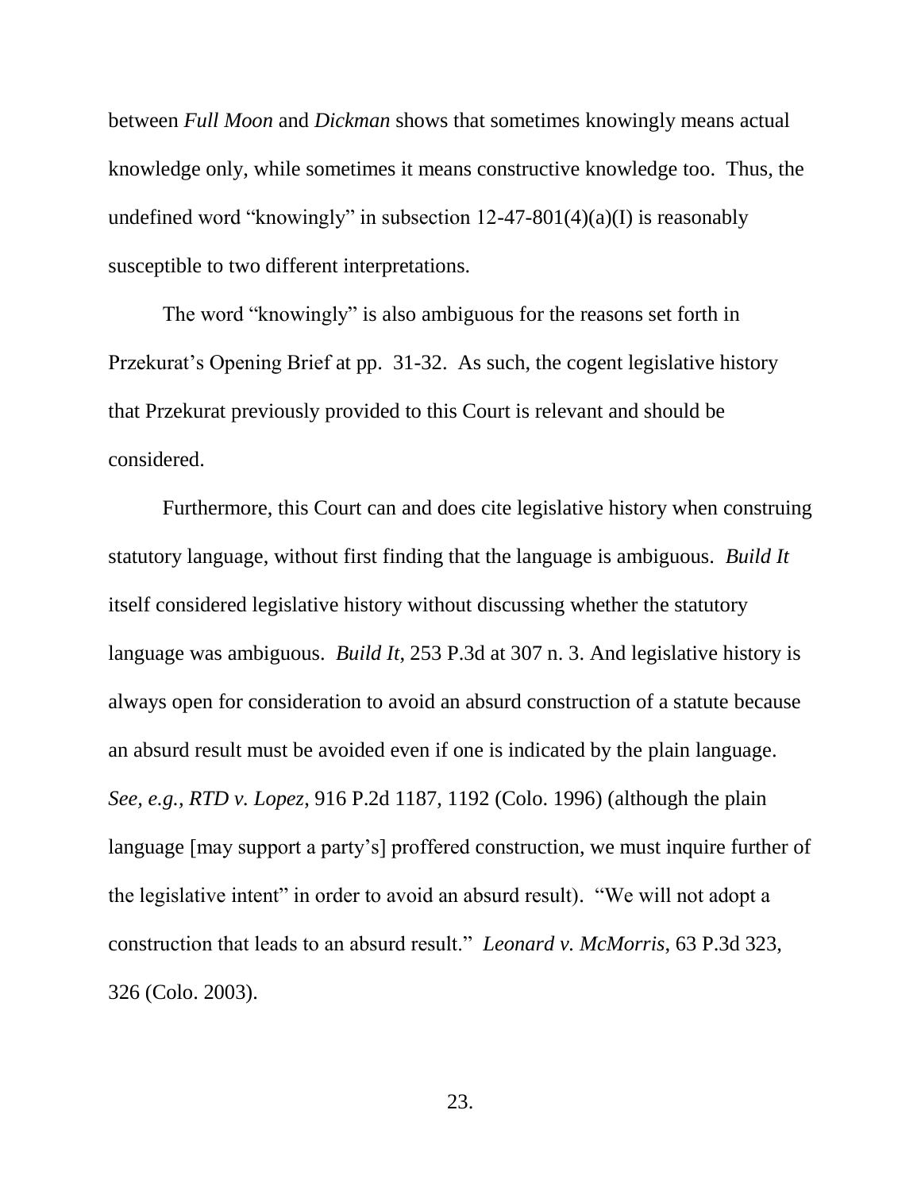between *Full Moon* and *Dickman* shows that sometimes knowingly means actual knowledge only, while sometimes it means constructive knowledge too. Thus, the undefined word "knowingly" in subsection 12-47-801(4)(a)(I) is reasonably susceptible to two different interpretations.

The word "knowingly" is also ambiguous for the reasons set forth in Przekurat's Opening Brief at pp. 31-32. As such, the cogent legislative history that Przekurat previously provided to this Court is relevant and should be considered.

Furthermore, this Court can and does cite legislative history when construing statutory language, without first finding that the language is ambiguous. *Build It* itself considered legislative history without discussing whether the statutory language was ambiguous. *Build It*, 253 P.3d at 307 n. 3. And legislative history is always open for consideration to avoid an absurd construction of a statute because an absurd result must be avoided even if one is indicated by the plain language. *See, e.g., RTD v. Lopez*, 916 P.2d 1187, 1192 (Colo. 1996) (although the plain language [may support a party's] proffered construction, we must inquire further of the legislative intent" in order to avoid an absurd result). "We will not adopt a construction that leads to an absurd result." *Leonard v. McMorris*, 63 P.3d 323, 326 (Colo. 2003).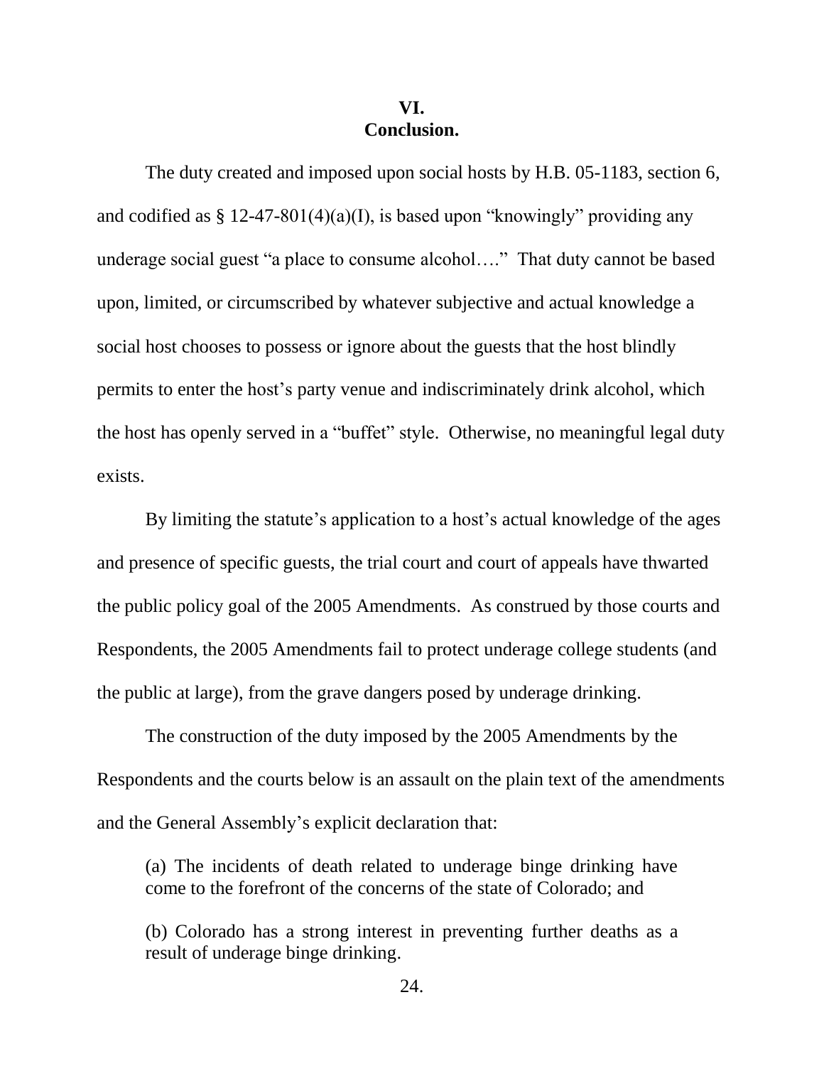## VI.
## Conclusion.

The duty created and imposed upon social hosts by H.B. 05-1183, section 6, and codified as § 12-47-801(4)(a)(I), is based upon "knowingly" providing any underage social guest "a place to consume alcohol…." That duty cannot be based upon, limited, or circumscribed by whatever subjective and actual knowledge a social host chooses to possess or ignore about the guests that the host blindly permits to enter the host's party venue and indiscriminately drink alcohol, which the host has openly served in a "buffet" style. Otherwise, no meaningful legal duty exists.

By limiting the statute's application to a host's actual knowledge of the ages and presence of specific guests, the trial court and court of appeals have thwarted the public policy goal of the 2005 Amendments. As construed by those courts and Respondents, the 2005 Amendments fail to protect underage college students (and the public at large), from the grave dangers posed by underage drinking.

The construction of the duty imposed by the 2005 Amendments by the Respondents and the courts below is an assault on the plain text of the amendments and the General Assembly's explicit declaration that:

> (a) The incidents of death related to underage binge drinking have come to the forefront of the concerns of the state of Colorado; and
>
> (b) Colorado has a strong interest in preventing further deaths as a result of underage binge drinking.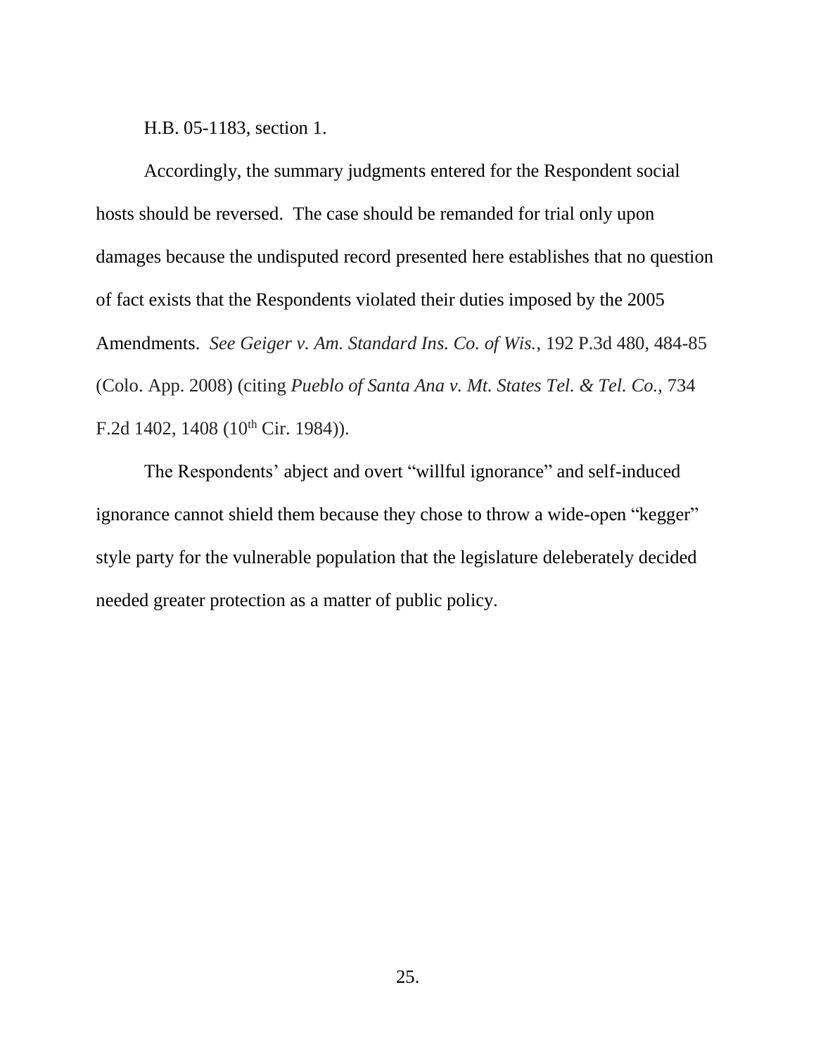H.B. 05-1183, section 1.

Accordingly, the summary judgments entered for the Respondent social hosts should be reversed. The case should be remanded for trial only upon damages because the undisputed record presented here establishes that no question of fact exists that the Respondents violated their duties imposed by the 2005 Amendments. *See Geiger v. Am. Standard Ins. Co. of Wis.*, 192 P.3d 480, 484-85 (Colo. App. 2008) (citing *Pueblo of Santa Ana v. Mt. States Tel. & Tel. Co.*, 734 F.2d 1402, 1408 (10th Cir. 1984)).

The Respondents' abject and overt "willful ignorance" and self-induced ignorance cannot shield them because they chose to throw a wide-open "kegger" style party for the vulnerable population that the legislature deleberately decided needed greater protection as a matter of public policy.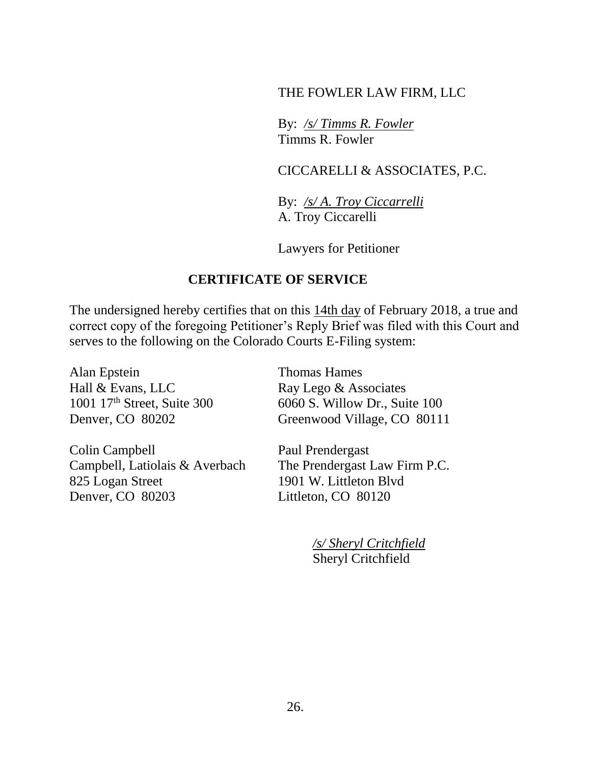THE FOWLER LAW FIRM, LLC

By: */s/ Timms R. Fowler*
Timms R. Fowler

CICCARELLI & ASSOCIATES, P.C.

By: */s/ A. Troy Ciccarrelli*
A. Troy Ciccarelli

Lawyers for Petitioner

## CERTIFICATE OF SERVICE

The undersigned hereby certifies that on this 14th day of February 2018, a true and correct copy of the foregoing Petitioner's Reply Brief was filed with this Court and serves to the following on the Colorado Courts E-Filing system:

Alan Epstein
Hall & Evans, LLC
1001 17th Street, Suite 300
Denver, CO 80202

Thomas Hames
Ray Lego & Associates
6060 S. Willow Dr., Suite 100
Greenwood Village, CO 80111

Colin Campbell
Campbell, Latiolais & Averbach
825 Logan Street
Denver, CO 80203

Paul Prendergast
The Prendergast Law Firm P.C.
1901 W. Littleton Blvd
Littleton, CO 80120

*/s/ Sheryl Critchfield*
Sheryl Critchfield